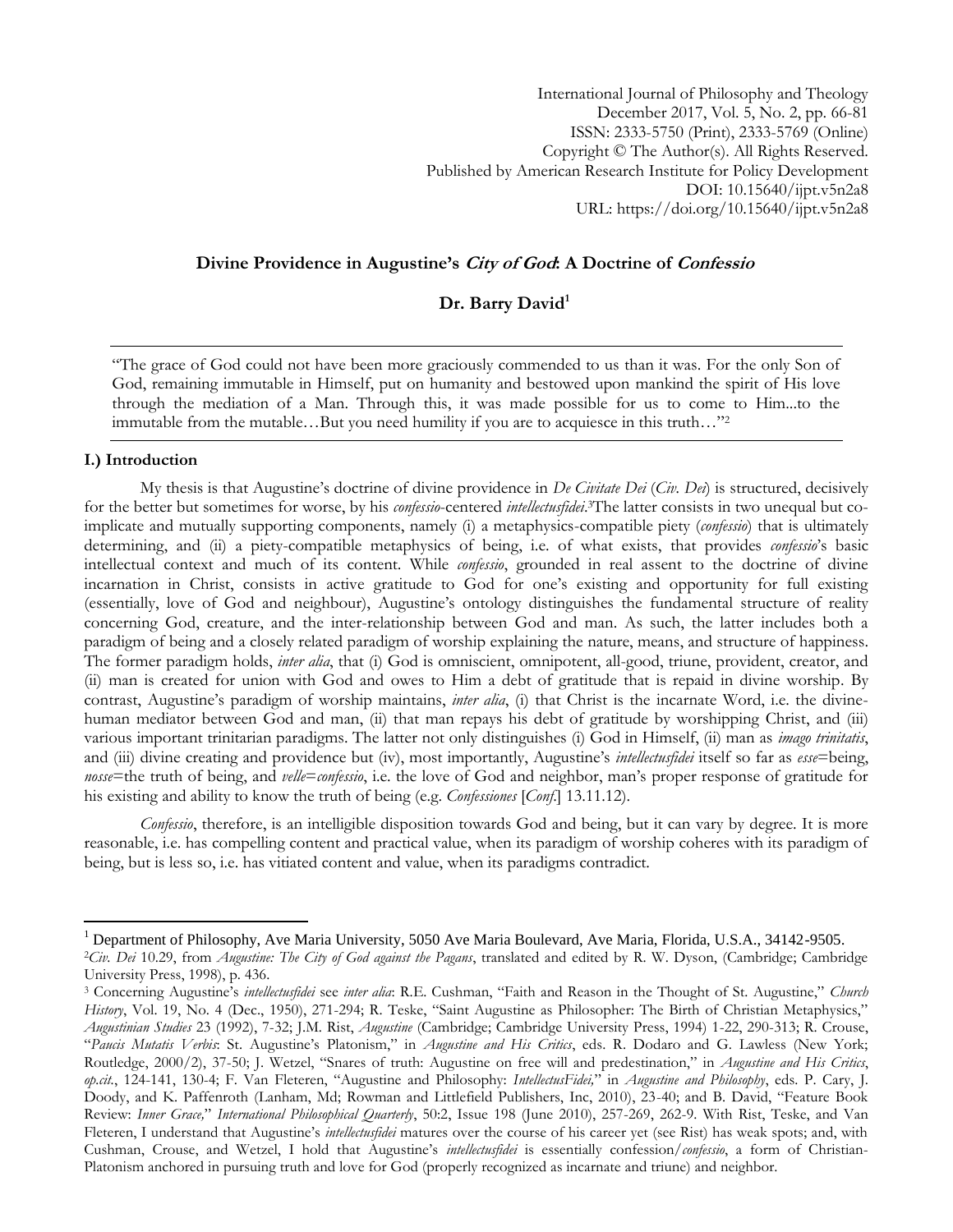# Divine Providence in Augustine's *City of God*: A Doctrine of *Confessio*

**Dr. Barry David**[1]

---

"The grace of God could not have been more graciously commended to us than it was. For the only Son of God, remaining immutable in Himself, put on humanity and bestowed upon mankind the spirit of His love through the mediation of a Man. Through this, it was made possible for us to come to Him...to the immutable from the mutable…But you need humility if you are to acquiesce in this truth…"[2]

---

## I.) Introduction

My thesis is that Augustine's doctrine of divine providence in *De Civitate Dei* (*Civ. Dei*) is structured, decisively for the better but sometimes for worse, by his *confessio*-centered *intellectusfidei*.[3] The latter consists in two unequal but co-implicate and mutually supporting components, namely (i) a metaphysics-compatible piety (*confessio*) that is ultimately determining, and (ii) a piety-compatible metaphysics of being, i.e. of what exists, that provides *confessio*'s basic intellectual context and much of its content. While *confessio*, grounded in real assent to the doctrine of divine incarnation in Christ, consists in active gratitude to God for one's existing and opportunity for full existing (essentially, love of God and neighbour), Augustine's ontology distinguishes the fundamental structure of reality concerning God, creature, and the inter-relationship between God and man. As such, the latter includes both a paradigm of being and a closely related paradigm of worship explaining the nature, means, and structure of happiness. The former paradigm holds, *inter alia*, that (i) God is omniscient, omnipotent, all-good, triune, provident, creator, and (ii) man is created for union with God and owes to Him a debt of gratitude that is repaid in divine worship. By contrast, Augustine's paradigm of worship maintains, *inter alia*, (i) that Christ is the incarnate Word, i.e. the divine-human mediator between God and man, (ii) that man repays his debt of gratitude by worshipping Christ, and (iii) various important trinitarian paradigms. The latter not only distinguishes (i) God in Himself, (ii) man as *imago trinitatis*, and (iii) divine creating and providence but (iv), most importantly, Augustine's *intellectusfidei* itself so far as *esse*=being, *nosse*=the truth of being, and *velle*=*confessio*, i.e. the love of God and neighbor, man's proper response of gratitude for his existing and ability to know the truth of being (e.g. *Confessiones* [*Conf.*] 13.11.12).

*Confessio*, therefore, is an intelligible disposition towards God and being, but it can vary by degree. It is more reasonable, i.e. has compelling content and practical value, when its paradigm of worship coheres with its paradigm of being, but is less so, i.e. has vitiated content and value, when its paradigms contradict.

---

[1] Department of Philosophy, Ave Maria University, 5050 Ave Maria Boulevard, Ave Maria, Florida, U.S.A., 34142-9505.

[2] *Civ. Dei* 10.29, from *Augustine: The City of God against the Pagans*, translated and edited by R. W. Dyson, (Cambridge; Cambridge University Press, 1998), p. 436.

[3] Concerning Augustine's *intellectusfidei* see *inter alia*: R.E. Cushman, "Faith and Reason in the Thought of St. Augustine," *Church History*, Vol. 19, No. 4 (Dec., 1950), 271-294; R. Teske, "Saint Augustine as Philosopher: The Birth of Christian Metaphysics," *Augustinian Studies* 23 (1992), 7-32; J.M. Rist, *Augustine* (Cambridge; Cambridge University Press, 1994) 1-22, 290-313; R. Crouse, "*Paucis Mutatis Verbis*: St. Augustine's Platonism," in *Augustine and His Critics*, eds. R. Dodaro and G. Lawless (New York; Routledge, 2000/2), 37-50; J. Wetzel, "Snares of truth: Augustine on free will and predestination," in *Augustine and His Critics*, *op.cit.*, 124-141, 130-4; F. Van Fleteren, "Augustine and Philosophy: *IntellectusFidei,*" in *Augustine and Philosophy*, eds. P. Cary, J. Doody, and K. Paffenroth (Lanham, Md; Rowman and Littlefield Publishers, Inc, 2010), 23-40; and B. David, "Feature Book Review: *Inner Grace,*" *International Philosophical Quarterly*, 50:2, Issue 198 (June 2010), 257-269, 262-9. With Rist, Teske, and Van Fleteren, I understand that Augustine's *intellectusfidei* matures over the course of his career yet (see Rist) has weak spots; and, with Cushman, Crouse, and Wetzel, I hold that Augustine's *intellectusfidei* is essentially confession/*confessio*, a form of Christian-Platonism anchored in pursuing truth and love for God (properly recognized as incarnate and triune) and neighbor.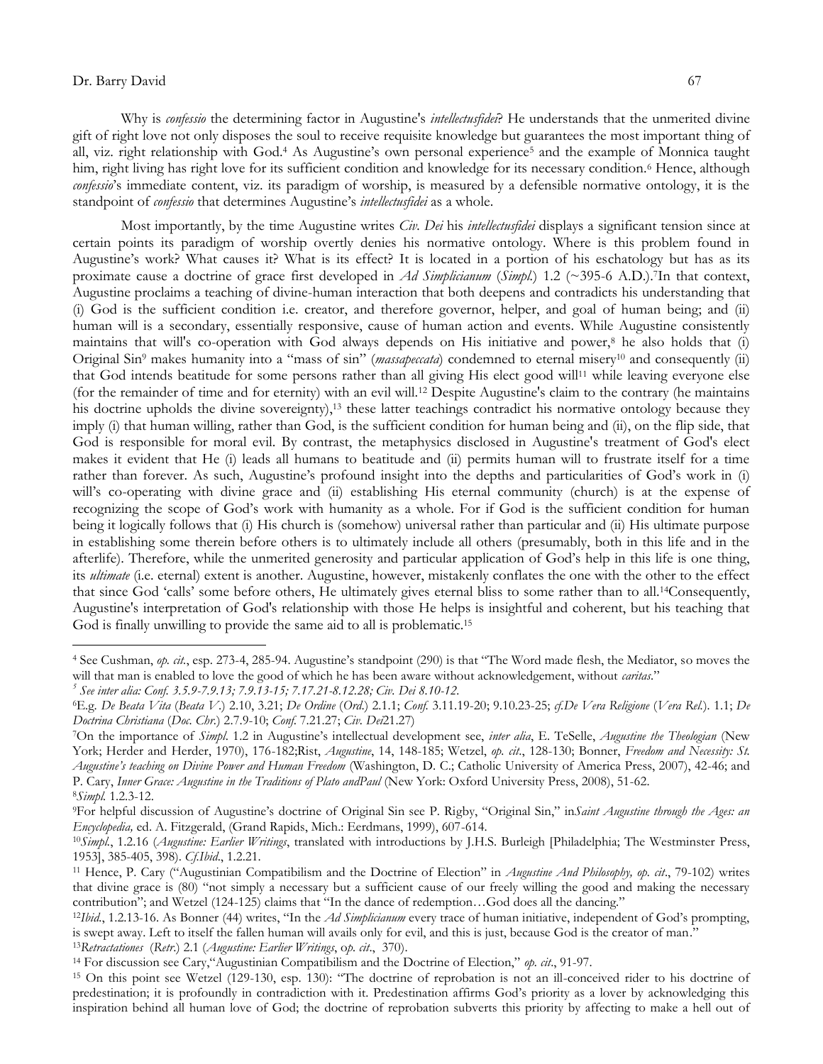Why is *confessio* the determining factor in Augustine's *intellectusfidei*? He understands that the unmerited divine gift of right love not only disposes the soul to receive requisite knowledge but guarantees the most important thing of all, viz. right relationship with God.[4] As Augustine's own personal experience[5] and the example of Monnica taught him, right living has right love for its sufficient condition and knowledge for its necessary condition.[6] Hence, although *confessio*'s immediate content, viz. its paradigm of worship, is measured by a defensible normative ontology, it is the standpoint of *confessio* that determines Augustine's *intellectusfidei* as a whole.

Most importantly, by the time Augustine writes *Civ. Dei* his *intellectusfidei* displays a significant tension since at certain points its paradigm of worship overtly denies his normative ontology. Where is this problem found in Augustine's work? What causes it? What is its effect? It is located in a portion of his eschatology but has as its proximate cause a doctrine of grace first developed in *Ad Simplicianum* (*Simpl.*) 1.2 (~395-6 A.D.).[7]In that context, Augustine proclaims a teaching of divine-human interaction that both deepens and contradicts his understanding that (i) God is the sufficient condition i.e. creator, and therefore governor, helper, and goal of human being; and (ii) human will is a secondary, essentially responsive, cause of human action and events. While Augustine consistently maintains that will's co-operation with God always depends on His initiative and power,[8] he also holds that (i) Original Sin[9] makes humanity into a "mass of sin" (*massapeccata*) condemned to eternal misery[10] and consequently (ii) that God intends beatitude for some persons rather than all giving His elect good will[11] while leaving everyone else (for the remainder of time and for eternity) with an evil will.[12] Despite Augustine's claim to the contrary (he maintains his doctrine upholds the divine sovereignty),[13] these latter teachings contradict his normative ontology because they imply (i) that human willing, rather than God, is the sufficient condition for human being and (ii), on the flip side, that God is responsible for moral evil. By contrast, the metaphysics disclosed in Augustine's treatment of God's elect makes it evident that He (i) leads all humans to beatitude and (ii) permits human will to frustrate itself for a time rather than forever. As such, Augustine's profound insight into the depths and particularities of God's work in (i) will's co-operating with divine grace and (ii) establishing His eternal community (church) is at the expense of recognizing the scope of God's work with humanity as a whole. For if God is the sufficient condition for human being it logically follows that (i) His church is (somehow) universal rather than particular and (ii) His ultimate purpose in establishing some therein before others is to ultimately include all others (presumably, both in this life and in the afterlife). Therefore, while the unmerited generosity and particular application of God's help in this life is one thing, its *ultimate* (i.e. eternal) extent is another. Augustine, however, mistakenly conflates the one with the other to the effect that since God 'calls' some before others, He ultimately gives eternal bliss to some rather than to all.[14]Consequently, Augustine's interpretation of God's relationship with those He helps is insightful and coherent, but his teaching that God is finally unwilling to provide the same aid to all is problematic.[15]

---

[4] See Cushman, *op. cit.*, esp. 273-4, 285-94. Augustine's standpoint (290) is that "The Word made flesh, the Mediator, so moves the will that man is enabled to love the good of which he has been aware without acknowledgement, without *caritas*."

[5] *See inter alia: Conf. 3.5.9-7.9.13; 7.9.13-15; 7.17.21-8.12.28; Civ. Dei 8.10-12.*

[6] E.g. *De Beata Vita* (*Beata V.*) 2.10, 3.21; *De Ordine* (*Ord.*) 2.1.1; *Conf.* 3.11.19-20; 9.10.23-25; *cf.De Vera Religione* (*Vera Rel.*). 1.1; *De Doctrina Christiana* (*Doc. Chr.*) 2.7.9-10; *Conf.* 7.21.27; *Civ. Dei*21.27)

[7] On the importance of *Simpl.* 1.2 in Augustine's intellectual development see, *inter alia*, E. TeSelle, *Augustine the Theologian* (New York; Herder and Herder, 1970), 176-182;Rist, *Augustine*, 14, 148-185; Wetzel, *op. cit.*, 128-130; Bonner, *Freedom and Necessity: St. Augustine's teaching on Divine Power and Human Freedom* (Washington, D. C.; Catholic University of America Press, 2007), 42-46; and P. Cary, *Inner Grace: Augustine in the Traditions of Plato andPaul* (New York: Oxford University Press, 2008), 51-62.

[8] *Simpl.* 1.2.3-12.

[9] For helpful discussion of Augustine's doctrine of Original Sin see P. Rigby, "Original Sin," in*Saint Augustine through the Ages: an Encyclopedia,* ed. A. Fitzgerald, (Grand Rapids, Mich.: Eerdmans, 1999), 607-614.

[10] *Simpl.*, 1.2.16 (*Augustine: Earlier Writings*, translated with introductions by J.H.S. Burleigh [Philadelphia; The Westminster Press, 1953], 385-405, 398). *Cf.Ibid.*, 1.2.21.

[11] Hence, P. Cary ("Augustinian Compatibilism and the Doctrine of Election" in *Augustine And Philosophy, op. cit.*, 79-102) writes that divine grace is (80) "not simply a necessary but a sufficient cause of our freely willing the good and making the necessary contribution"; and Wetzel (124-125) claims that "In the dance of redemption…God does all the dancing."

[12] *Ibid.*, 1.2.13-16. As Bonner (44) writes, "In the *Ad Simplicianum* every trace of human initiative, independent of God's prompting, is swept away. Left to itself the fallen human will avails only for evil, and this is just, because God is the creator of man."

[13] *Retractationes* (*Retr.*) 2.1 (*Augustine: Earlier Writings*, o*p. cit.*, 370).

[14] For discussion see Cary,"Augustinian Compatibilism and the Doctrine of Election," *op. cit.*, 91-97.

[15] On this point see Wetzel (129-130, esp. 130): "The doctrine of reprobation is not an ill-conceived rider to his doctrine of predestination; it is profoundly in contradiction with it. Predestination affirms God's priority as a lover by acknowledging this inspiration behind all human love of God; the doctrine of reprobation subverts this priority by affecting to make a hell out of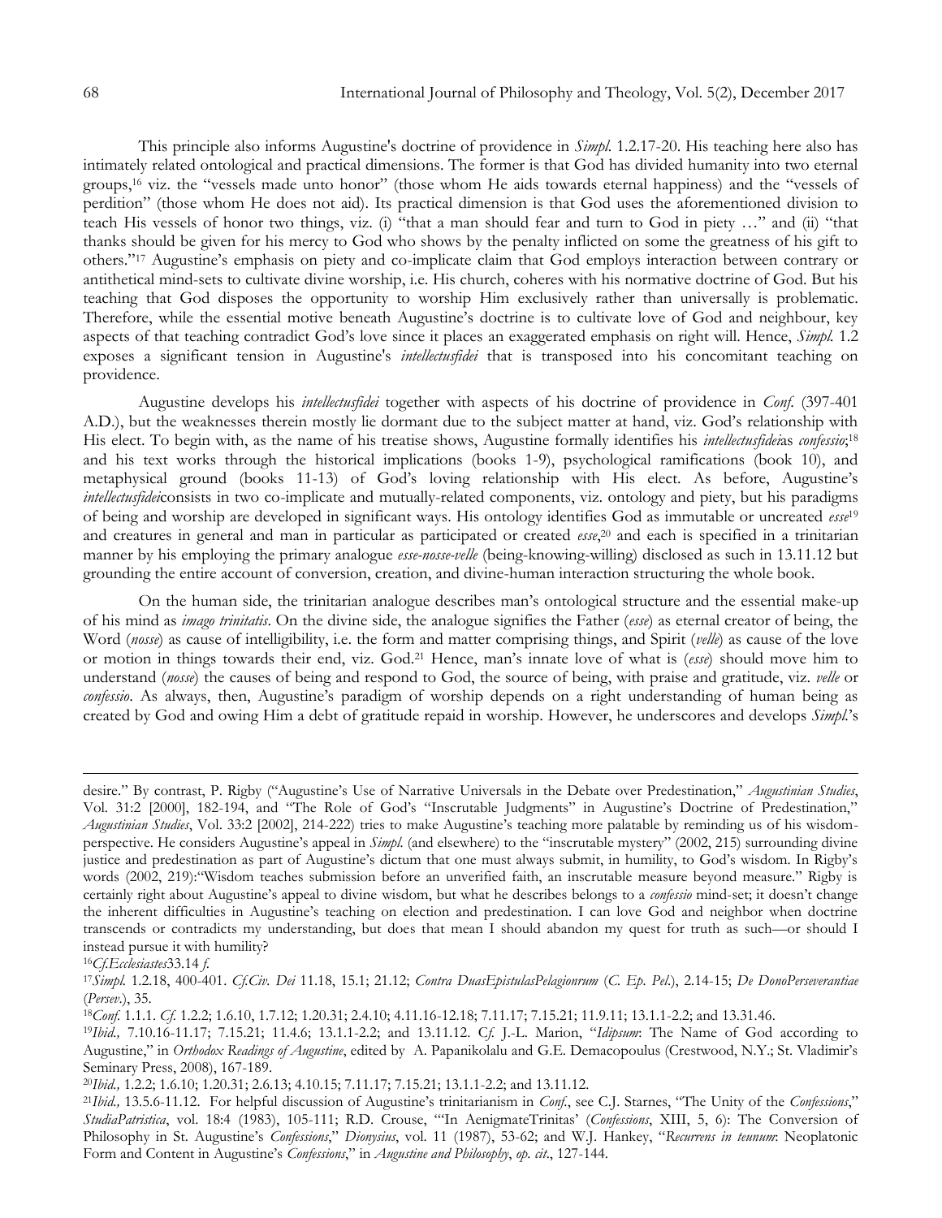This principle also informs Augustine's doctrine of providence in *Simpl.* 1.2.17-20. His teaching here also has intimately related ontological and practical dimensions. The former is that God has divided humanity into two eternal groups,[16] viz. the "vessels made unto honor" (those whom He aids towards eternal happiness) and the "vessels of perdition" (those whom He does not aid). Its practical dimension is that God uses the aforementioned division to teach His vessels of honor two things, viz. (i) "that a man should fear and turn to God in piety …" and (ii) "that thanks should be given for his mercy to God who shows by the penalty inflicted on some the greatness of his gift to others."[17] Augustine's emphasis on piety and co-implicate claim that God employs interaction between contrary or antithetical mind-sets to cultivate divine worship, i.e. His church, coheres with his normative doctrine of God. But his teaching that God disposes the opportunity to worship Him exclusively rather than universally is problematic. Therefore, while the essential motive beneath Augustine's doctrine is to cultivate love of God and neighbour, key aspects of that teaching contradict God's love since it places an exaggerated emphasis on right will. Hence, *Simpl.* 1.2 exposes a significant tension in Augustine's *intellectusfidei* that is transposed into his concomitant teaching on providence.

Augustine develops his *intellectusfidei* together with aspects of his doctrine of providence in *Conf.* (397-401 A.D.), but the weaknesses therein mostly lie dormant due to the subject matter at hand, viz. God's relationship with His elect. To begin with, as the name of his treatise shows, Augustine formally identifies his *intellectusfidei*as *confessio*;[18] and his text works through the historical implications (books 1-9), psychological ramifications (book 10), and metaphysical ground (books 11-13) of God's loving relationship with His elect. As before, Augustine's *intellectusfidei*consists in two co-implicate and mutually-related components, viz. ontology and piety, but his paradigms of being and worship are developed in significant ways. His ontology identifies God as immutable or uncreated *esse*[19] and creatures in general and man in particular as participated or created *esse*,[20] and each is specified in a trinitarian manner by his employing the primary analogue *esse-nosse-velle* (being-knowing-willing) disclosed as such in 13.11.12 but grounding the entire account of conversion, creation, and divine-human interaction structuring the whole book.

On the human side, the trinitarian analogue describes man's ontological structure and the essential make-up of his mind as *imago trinitatis*. On the divine side, the analogue signifies the Father (*esse*) as eternal creator of being, the Word (*nosse*) as cause of intelligibility, i.e. the form and matter comprising things, and Spirit (*velle*) as cause of the love or motion in things towards their end, viz. God.[21] Hence, man's innate love of what is (*esse*) should move him to understand (*nosse*) the causes of being and respond to God, the source of being, with praise and gratitude, viz. *velle* or *confessio*. As always, then, Augustine's paradigm of worship depends on a right understanding of human being as created by God and owing Him a debt of gratitude repaid in worship. However, he underscores and develops *Simpl.*'s

---

desire." By contrast, P. Rigby ("Augustine's Use of Narrative Universals in the Debate over Predestination," *Augustinian Studies*, Vol. 31:2 [2000], 182-194, and "The Role of God's "Inscrutable Judgments" in Augustine's Doctrine of Predestination," *Augustinian Studies*, Vol. 33:2 [2002], 214-222) tries to make Augustine's teaching more palatable by reminding us of his wisdom-perspective. He considers Augustine's appeal in *Simpl.* (and elsewhere) to the "inscrutable mystery" (2002, 215) surrounding divine justice and predestination as part of Augustine's dictum that one must always submit, in humility, to God's wisdom. In Rigby's words (2002, 219):"Wisdom teaches submission before an unverified faith, an inscrutable measure beyond measure." Rigby is certainly right about Augustine's appeal to divine wisdom, but what he describes belongs to a *confessio* mind-set; it doesn't change the inherent difficulties in Augustine's teaching on election and predestination. I can love God and neighbor when doctrine transcends or contradicts my understanding, but does that mean I should abandon my quest for truth as such—or should I instead pursue it with humility?

[16] *Cf.Ecclesiastes*33.14 *f.*

[17] *Simpl.* 1.2.18, 400-401. *Cf.Civ. Dei* 11.18, 15.1; 21.12; *Contra DuasEpistulasPelagionrum* (*C. Ep. Pel.*), 2.14-15; *De DonoPerseverantiae* (*Persev.*), 35.

[18] *Conf.* 1.1.1. *Cf.* 1.2.2; 1.6.10, 1.7.12; 1.20.31; 2.4.10; 4.11.16-12.18; 7.11.17; 7.15.21; 11.9.11; 13.1.1-2.2; and 13.31.46.

[19] *Ibid.,* 7.10.16-11.17; 7.15.21; 11.4.6; 13.1.1-2.2; and 13.11.12. C*f.* J.-L. Marion, "*Idipsum*: The Name of God according to Augustine," in *Orthodox Readings of Augustine*, edited by A. Papanikolalu and G.E. Demacopoulus (Crestwood, N.Y.; St. Vladimir's Seminary Press, 2008), 167-189.

[20] *Ibid.,* 1.2.2; 1.6.10; 1.20.31; 2.6.13; 4.10.15; 7.11.17; 7.15.21; 13.1.1-2.2; and 13.11.12.

[21] *Ibid.,* 13.5.6-11.12. For helpful discussion of Augustine's trinitarianism in *Conf.*, see C.J. Starnes, "The Unity of the *Confessions*," *StudiaPatristica*, vol. 18:4 (1983), 105-111; R.D. Crouse, "'In AenigmateTrinitas' (*Confessions*, XIII, 5, 6): The Conversion of Philosophy in St. Augustine's *Confessions*," *Dionysius*, vol. 11 (1987), 53-62; and W.J. Hankey, "*Recurrens in teunum*: Neoplatonic Form and Content in Augustine's *Confessions*," in *Augustine and Philosophy*, *op. cit*., 127-144.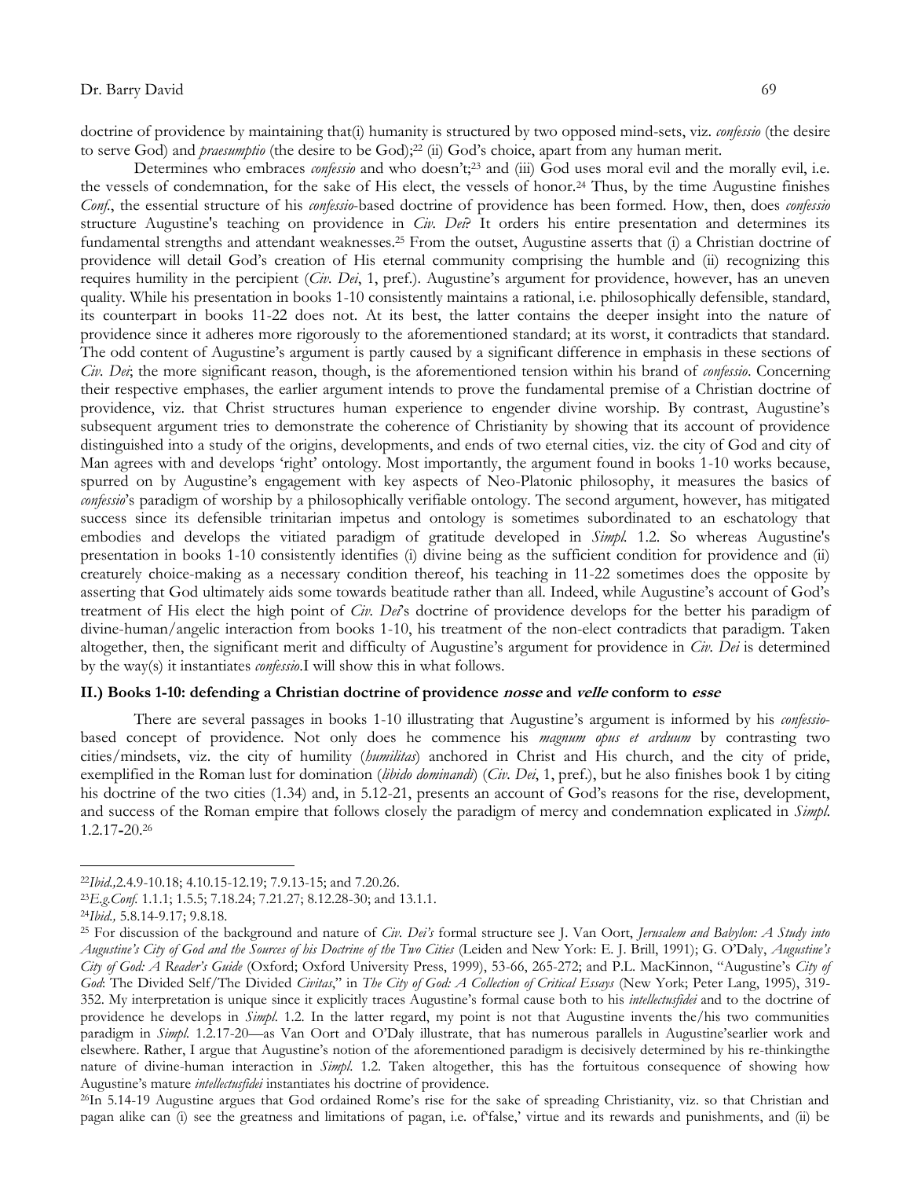doctrine of providence by maintaining that(i) humanity is structured by two opposed mind-sets, viz. *confessio* (the desire to serve God) and *praesumptio* (the desire to be God);[22] (ii) God's choice, apart from any human merit.

Determines who embraces *confessio* and who doesn't;[23] and (iii) God uses moral evil and the morally evil, i.e. the vessels of condemnation, for the sake of His elect, the vessels of honor.[24] Thus, by the time Augustine finishes *Conf.*, the essential structure of his *confessio*-based doctrine of providence has been formed. How, then, does *confessio* structure Augustine's teaching on providence in *Civ. Dei*? It orders his entire presentation and determines its fundamental strengths and attendant weaknesses.[25] From the outset, Augustine asserts that (i) a Christian doctrine of providence will detail God's creation of His eternal community comprising the humble and (ii) recognizing this requires humility in the percipient (*Civ. Dei*, 1, pref.). Augustine's argument for providence, however, has an uneven quality. While his presentation in books 1-10 consistently maintains a rational, i.e. philosophically defensible, standard, its counterpart in books 11-22 does not. At its best, the latter contains the deeper insight into the nature of providence since it adheres more rigorously to the aforementioned standard; at its worst, it contradicts that standard. The odd content of Augustine's argument is partly caused by a significant difference in emphasis in these sections of *Civ. Dei*; the more significant reason, though, is the aforementioned tension within his brand of *confessio*. Concerning their respective emphases, the earlier argument intends to prove the fundamental premise of a Christian doctrine of providence, viz. that Christ structures human experience to engender divine worship. By contrast, Augustine's subsequent argument tries to demonstrate the coherence of Christianity by showing that its account of providence distinguished into a study of the origins, developments, and ends of two eternal cities, viz. the city of God and city of Man agrees with and develops 'right' ontology. Most importantly, the argument found in books 1-10 works because, spurred on by Augustine's engagement with key aspects of Neo-Platonic philosophy, it measures the basics of *confessio*'s paradigm of worship by a philosophically verifiable ontology. The second argument, however, has mitigated success since its defensible trinitarian impetus and ontology is sometimes subordinated to an eschatology that embodies and develops the vitiated paradigm of gratitude developed in *Simpl.* 1.2. So whereas Augustine's presentation in books 1-10 consistently identifies (i) divine being as the sufficient condition for providence and (ii) creaturely choice-making as a necessary condition thereof, his teaching in 11-22 sometimes does the opposite by asserting that God ultimately aids some towards beatitude rather than all. Indeed, while Augustine's account of God's treatment of His elect the high point of *Civ. Dei*'s doctrine of providence develops for the better his paradigm of divine-human/angelic interaction from books 1-10, his treatment of the non-elect contradicts that paradigm. Taken altogether, then, the significant merit and difficulty of Augustine's argument for providence in *Civ. Dei* is determined by the way(s) it instantiates *confessio*.I will show this in what follows.

## II.) Books 1-10: defending a Christian doctrine of providence *nosse* and *velle* conform to *esse*

There are several passages in books 1-10 illustrating that Augustine's argument is informed by his *confessio*-based concept of providence. Not only does he commence his *magnum opus et arduum* by contrasting two cities/mindsets, viz. the city of humility (*humilitas*) anchored in Christ and His church, and the city of pride, exemplified in the Roman lust for domination (*libido dominandi*) (*Civ. Dei*, 1, pref.), but he also finishes book 1 by citing his doctrine of the two cities (1.34) and, in 5.12-21, presents an account of God's reasons for the rise, development, and success of the Roman empire that follows closely the paradigm of mercy and condemnation explicated in *Simpl.* 1.2.17-20.[26]

---

[22] *Ibid.,*2.4.9-10.18; 4.10.15-12.19; 7.9.13-15; and 7.20.26.

[23] *E.g.Conf.* 1.1.1; 1.5.5; 7.18.24; 7.21.27; 8.12.28-30; and 13.1.1.

[24] *Ibid.,* 5.8.14-9.17; 9.8.18.

[25] For discussion of the background and nature of *Civ. Dei's* formal structure see J. Van Oort, *Jerusalem and Babylon: A Study into Augustine's City of God and the Sources of his Doctrine of the Two Cities* (Leiden and New York: E. J. Brill, 1991); G. O'Daly, *Augustine's City of God: A Reader's Guide* (Oxford; Oxford University Press, 1999), 53-66, 265-272; and P.L. MacKinnon, "Augustine's *City of God*: The Divided Self/The Divided *Civitas*," in *The City of God: A Collection of Critical Essays* (New York; Peter Lang, 1995), 319-352. My interpretation is unique since it explicitly traces Augustine's formal cause both to his *intellectusfidei* and to the doctrine of providence he develops in *Simpl.* 1.2. In the latter regard, my point is not that Augustine invents the/his two communities paradigm in *Simpl.* 1.2.17-20—as Van Oort and O'Daly illustrate, that has numerous parallels in Augustine'searlier work and elsewhere. Rather, I argue that Augustine's notion of the aforementioned paradigm is decisively determined by his re-thinkingthe nature of divine-human interaction in *Simpl.* 1.2. Taken altogether, this has the fortuitous consequence of showing how Augustine's mature *intellectusfidei* instantiates his doctrine of providence.

[26] In 5.14-19 Augustine argues that God ordained Rome's rise for the sake of spreading Christianity, viz. so that Christian and pagan alike can (i) see the greatness and limitations of pagan, i.e. of'false,' virtue and its rewards and punishments, and (ii) be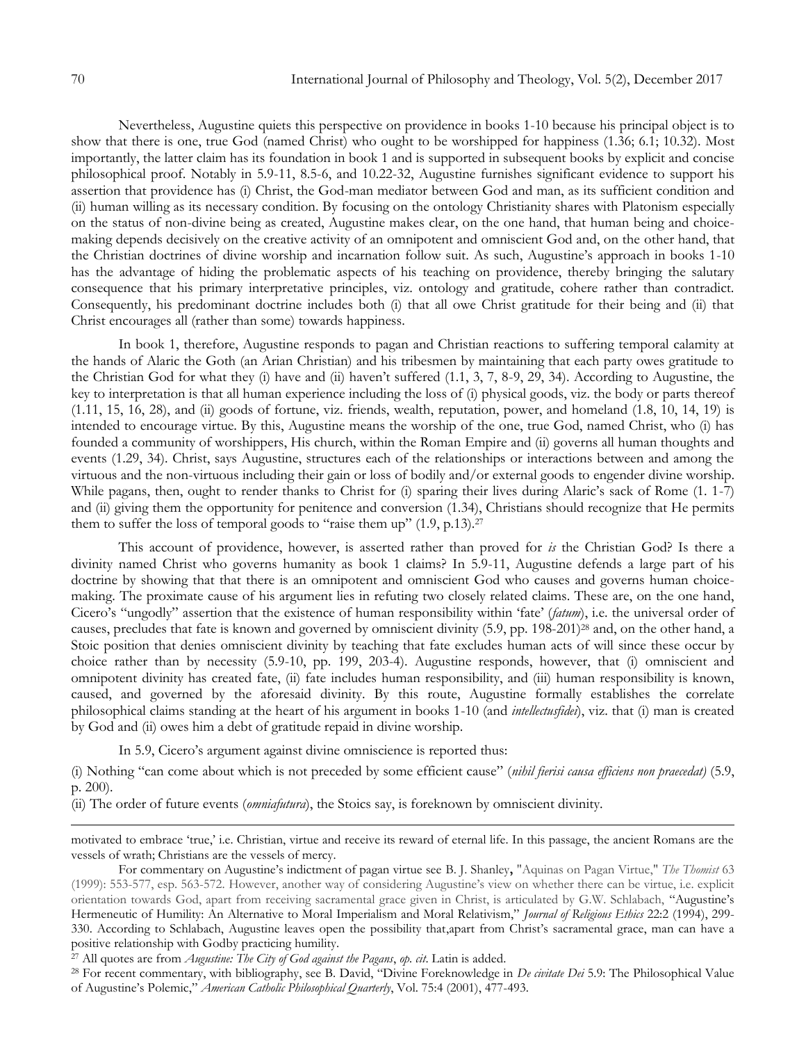Nevertheless, Augustine quiets this perspective on providence in books 1-10 because his principal object is to show that there is one, true God (named Christ) who ought to be worshipped for happiness (1.36; 6.1; 10.32). Most importantly, the latter claim has its foundation in book 1 and is supported in subsequent books by explicit and concise philosophical proof. Notably in 5.9-11, 8.5-6, and 10.22-32, Augustine furnishes significant evidence to support his assertion that providence has (i) Christ, the God-man mediator between God and man, as its sufficient condition and (ii) human willing as its necessary condition. By focusing on the ontology Christianity shares with Platonism especially on the status of non-divine being as created, Augustine makes clear, on the one hand, that human being and choice-making depends decisively on the creative activity of an omnipotent and omniscient God and, on the other hand, that the Christian doctrines of divine worship and incarnation follow suit. As such, Augustine's approach in books 1-10 has the advantage of hiding the problematic aspects of his teaching on providence, thereby bringing the salutary consequence that his primary interpretative principles, viz. ontology and gratitude, cohere rather than contradict. Consequently, his predominant doctrine includes both (i) that all owe Christ gratitude for their being and (ii) that Christ encourages all (rather than some) towards happiness.

In book 1, therefore, Augustine responds to pagan and Christian reactions to suffering temporal calamity at the hands of Alaric the Goth (an Arian Christian) and his tribesmen by maintaining that each party owes gratitude to the Christian God for what they (i) have and (ii) haven't suffered (1.1, 3, 7, 8-9, 29, 34). According to Augustine, the key to interpretation is that all human experience including the loss of (i) physical goods, viz. the body or parts thereof (1.11, 15, 16, 28), and (ii) goods of fortune, viz. friends, wealth, reputation, power, and homeland (1.8, 10, 14, 19) is intended to encourage virtue. By this, Augustine means the worship of the one, true God, named Christ, who (i) has founded a community of worshippers, His church, within the Roman Empire and (ii) governs all human thoughts and events (1.29, 34). Christ, says Augustine, structures each of the relationships or interactions between and among the virtuous and the non-virtuous including their gain or loss of bodily and/or external goods to engender divine worship. While pagans, then, ought to render thanks to Christ for (i) sparing their lives during Alaric's sack of Rome (1. 1-7) and (ii) giving them the opportunity for penitence and conversion (1.34), Christians should recognize that He permits them to suffer the loss of temporal goods to "raise them up" (1.9, p.13).[27]

This account of providence, however, is asserted rather than proved for *is* the Christian God? Is there a divinity named Christ who governs humanity as book 1 claims? In 5.9-11, Augustine defends a large part of his doctrine by showing that that there is an omnipotent and omniscient God who causes and governs human choice-making. The proximate cause of his argument lies in refuting two closely related claims. These are, on the one hand, Cicero's "ungodly" assertion that the existence of human responsibility within 'fate' (*fatum*), i.e. the universal order of causes, precludes that fate is known and governed by omniscient divinity (5.9, pp. 198-201)[28] and, on the other hand, a Stoic position that denies omniscient divinity by teaching that fate excludes human acts of will since these occur by choice rather than by necessity (5.9-10, pp. 199, 203-4). Augustine responds, however, that (i) omniscient and omnipotent divinity has created fate, (ii) fate includes human responsibility, and (iii) human responsibility is known, caused, and governed by the aforesaid divinity. By this route, Augustine formally establishes the correlate philosophical claims standing at the heart of his argument in books 1-10 (and *intellectusfidei*), viz. that (i) man is created by God and (ii) owes him a debt of gratitude repaid in divine worship.

In 5.9, Cicero's argument against divine omniscience is reported thus:

(i) Nothing "can come about which is not preceded by some efficient cause" (*nihil fierisi causa efficiens non praecedat)* (5.9, p. 200).

(ii) The order of future events (*omniafutura*), the Stoics say, is foreknown by omniscient divinity.

---

motivated to embrace 'true,' i.e. Christian, virtue and receive its reward of eternal life. In this passage, the ancient Romans are the vessels of wrath; Christians are the vessels of mercy.

For commentary on Augustine's indictment of pagan virtue see B. J. Shanley, "Aquinas on Pagan Virtue," *The Thomist* 63 (1999): 553-577, esp. 563-572. However, another way of considering Augustine's view on whether there can be virtue, i.e. explicit orientation towards God, apart from receiving sacramental grace given in Christ, is articulated by G.W. Schlabach, "Augustine's Hermeneutic of Humility: An Alternative to Moral Imperialism and Moral Relativism," *Journal of Religious Ethics* 22:2 (1994), 299-330. According to Schlabach, Augustine leaves open the possibility that,apart from Christ's sacramental grace, man can have a positive relationship with Godby practicing humility.

[27] All quotes are from *Augustine: The City of God against the Pagans*, *op. cit*. Latin is added.

[28] For recent commentary, with bibliography, see B. David, "Divine Foreknowledge in *De civitate Dei* 5.9: The Philosophical Value of Augustine's Polemic," *American Catholic Philosophical Quarterly*, Vol. 75:4 (2001), 477-493.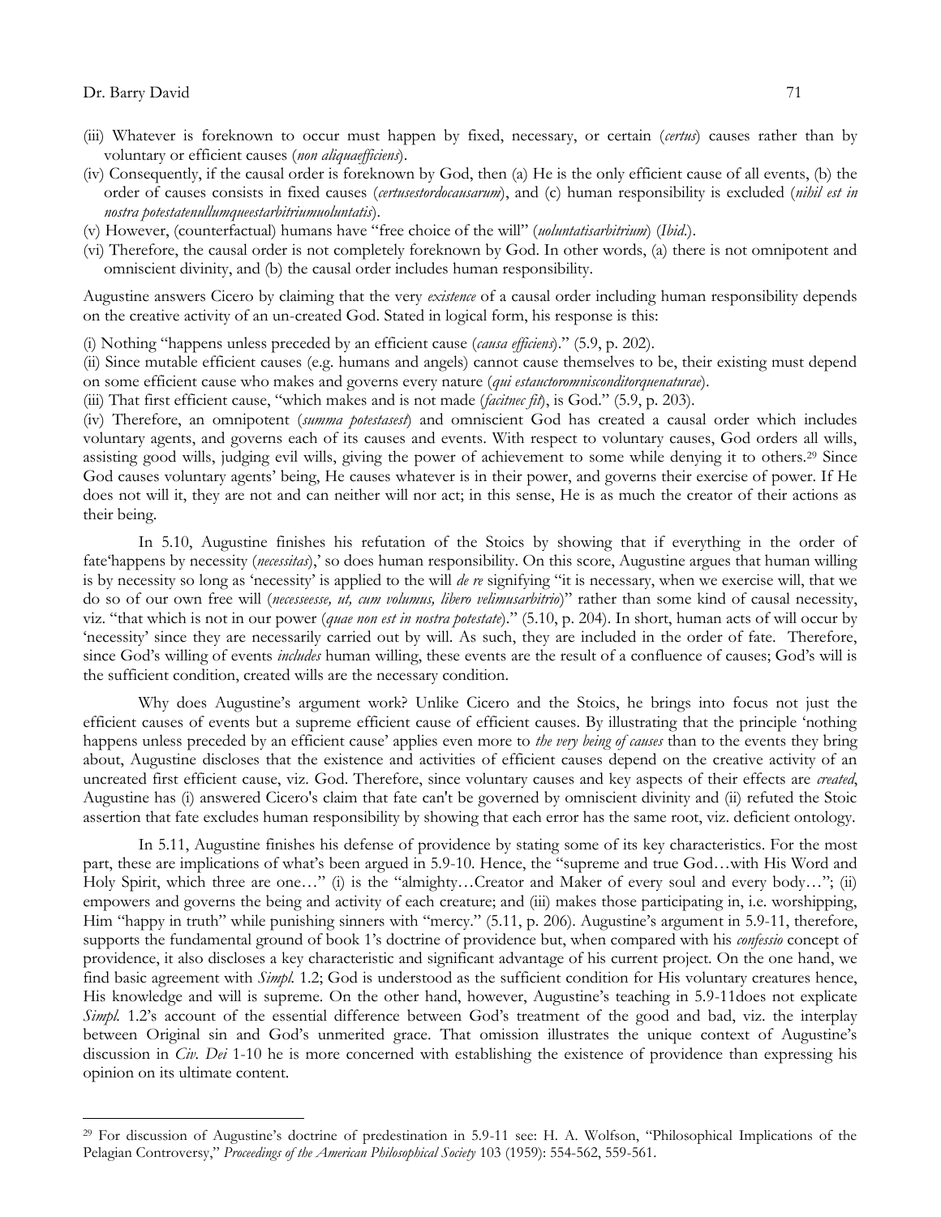(iii) Whatever is foreknown to occur must happen by fixed, necessary, or certain (*certus*) causes rather than by voluntary or efficient causes (*non aliquaefficiens*).

(iv) Consequently, if the causal order is foreknown by God, then (a) He is the only efficient cause of all events, (b) the order of causes consists in fixed causes (*certusestordocausarum*), and (c) human responsibility is excluded (*nihil est in nostra potestatenullumqueestarbitriumuoluntatis*).

(v) However, (counterfactual) humans have "free choice of the will" (*uoluntatisarbitrium*) (*Ibid*.).

(vi) Therefore, the causal order is not completely foreknown by God. In other words, (a) there is not omnipotent and omniscient divinity, and (b) the causal order includes human responsibility.

Augustine answers Cicero by claiming that the very *existence* of a causal order including human responsibility depends on the creative activity of an un-created God. Stated in logical form, his response is this:

(i) Nothing "happens unless preceded by an efficient cause (*causa efficiens*)." (5.9, p. 202).

(ii) Since mutable efficient causes (e.g. humans and angels) cannot cause themselves to be, their existing must depend on some efficient cause who makes and governs every nature (*qui estauctoromnisconditorquenaturae*).

(iii) That first efficient cause, "which makes and is not made (*facitnec fit*), is God." (5.9, p. 203).

(iv) Therefore, an omnipotent (*summa potestasest*) and omniscient God has created a causal order which includes voluntary agents, and governs each of its causes and events. With respect to voluntary causes, God orders all wills, assisting good wills, judging evil wills, giving the power of achievement to some while denying it to others.[29] Since God causes voluntary agents' being, He causes whatever is in their power, and governs their exercise of power. If He does not will it, they are not and can neither will nor act; in this sense, He is as much the creator of their actions as their being.

In 5.10, Augustine finishes his refutation of the Stoics by showing that if everything in the order of fate'happens by necessity (*necessitas*),' so does human responsibility. On this score, Augustine argues that human willing is by necessity so long as 'necessity' is applied to the will *de re* signifying "it is necessary, when we exercise will, that we do so of our own free will (*necesseesse, ut, cum volumus, libero velimusarbitrio*)" rather than some kind of causal necessity, viz. "that which is not in our power (*quae non est in nostra potestate*)." (5.10, p. 204). In short, human acts of will occur by 'necessity' since they are necessarily carried out by will. As such, they are included in the order of fate. Therefore, since God's willing of events *includes* human willing, these events are the result of a confluence of causes; God's will is the sufficient condition, created wills are the necessary condition.

Why does Augustine's argument work? Unlike Cicero and the Stoics, he brings into focus not just the efficient causes of events but a supreme efficient cause of efficient causes. By illustrating that the principle 'nothing happens unless preceded by an efficient cause' applies even more to *the very being of causes* than to the events they bring about, Augustine discloses that the existence and activities of efficient causes depend on the creative activity of an uncreated first efficient cause, viz. God. Therefore, since voluntary causes and key aspects of their effects are *created*, Augustine has (i) answered Cicero's claim that fate can't be governed by omniscient divinity and (ii) refuted the Stoic assertion that fate excludes human responsibility by showing that each error has the same root, viz. deficient ontology.

In 5.11, Augustine finishes his defense of providence by stating some of its key characteristics. For the most part, these are implications of what's been argued in 5.9-10. Hence, the "supreme and true God…with His Word and Holy Spirit, which three are one…" (i) is the "almighty…Creator and Maker of every soul and every body…"; (ii) empowers and governs the being and activity of each creature; and (iii) makes those participating in, i.e. worshipping, Him "happy in truth" while punishing sinners with "mercy." (5.11, p. 206). Augustine's argument in 5.9-11, therefore, supports the fundamental ground of book 1's doctrine of providence but, when compared with his *confessio* concept of providence, it also discloses a key characteristic and significant advantage of his current project. On the one hand, we find basic agreement with *Simpl.* 1.2; God is understood as the sufficient condition for His voluntary creatures hence, His knowledge and will is supreme. On the other hand, however, Augustine's teaching in 5.9-11does not explicate *Simpl.* 1.2's account of the essential difference between God's treatment of the good and bad, viz. the interplay between Original sin and God's unmerited grace. That omission illustrates the unique context of Augustine's discussion in *Civ. Dei* 1-10 he is more concerned with establishing the existence of providence than expressing his opinion on its ultimate content.

---

[29] For discussion of Augustine's doctrine of predestination in 5.9-11 see: H. A. Wolfson, "Philosophical Implications of the Pelagian Controversy," *Proceedings of the American Philosophical Society* 103 (1959): 554-562, 559-561.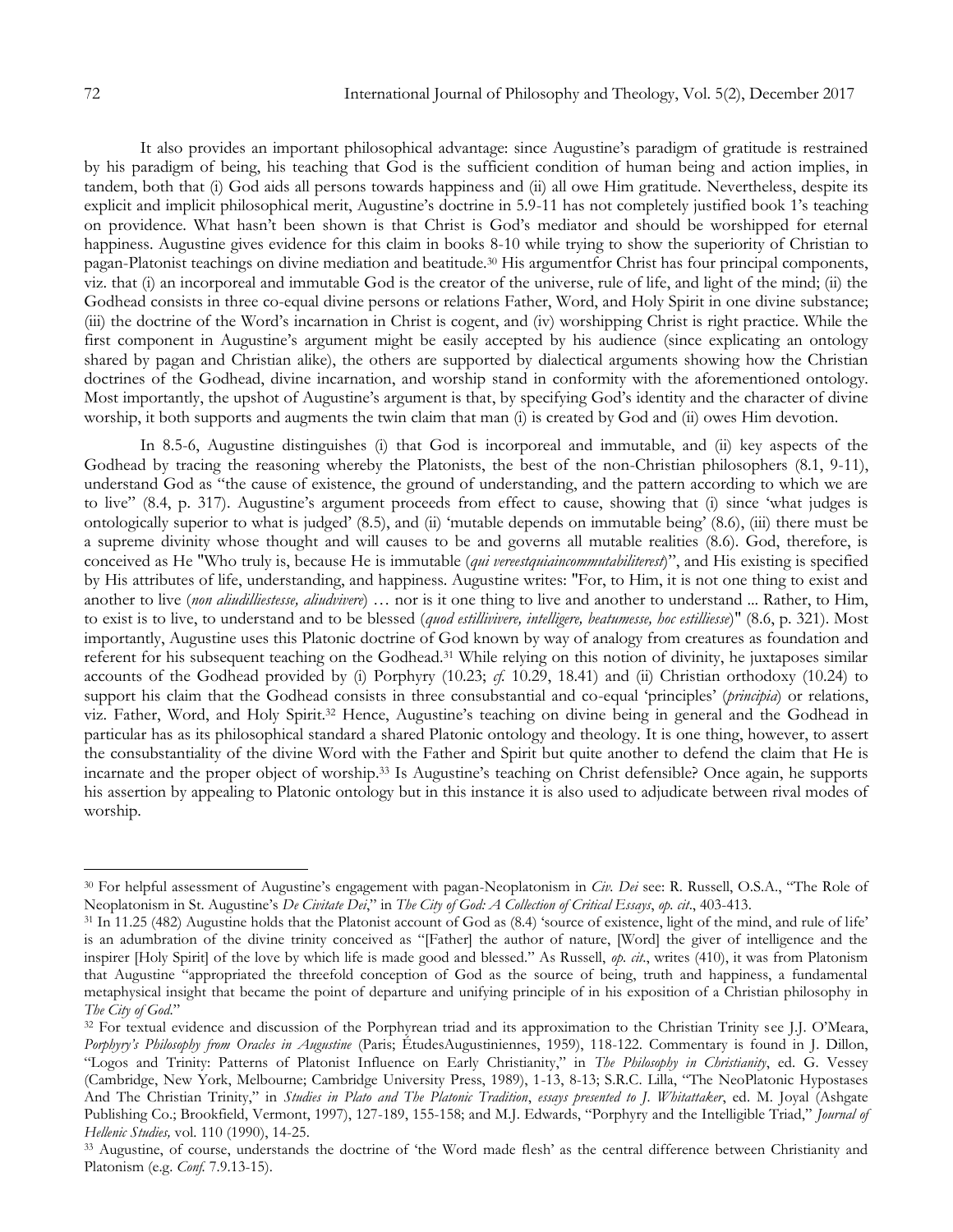It also provides an important philosophical advantage: since Augustine's paradigm of gratitude is restrained by his paradigm of being, his teaching that God is the sufficient condition of human being and action implies, in tandem, both that (i) God aids all persons towards happiness and (ii) all owe Him gratitude. Nevertheless, despite its explicit and implicit philosophical merit, Augustine's doctrine in 5.9-11 has not completely justified book 1's teaching on providence. What hasn't been shown is that Christ is God's mediator and should be worshipped for eternal happiness. Augustine gives evidence for this claim in books 8-10 while trying to show the superiority of Christian to pagan-Platonist teachings on divine mediation and beatitude.[30] His argumentfor Christ has four principal components, viz. that (i) an incorporeal and immutable God is the creator of the universe, rule of life, and light of the mind; (ii) the Godhead consists in three co-equal divine persons or relations Father, Word, and Holy Spirit in one divine substance; (iii) the doctrine of the Word's incarnation in Christ is cogent, and (iv) worshipping Christ is right practice. While the first component in Augustine's argument might be easily accepted by his audience (since explicating an ontology shared by pagan and Christian alike), the others are supported by dialectical arguments showing how the Christian doctrines of the Godhead, divine incarnation, and worship stand in conformity with the aforementioned ontology. Most importantly, the upshot of Augustine's argument is that, by specifying God's identity and the character of divine worship, it both supports and augments the twin claim that man (i) is created by God and (ii) owes Him devotion.

In 8.5-6, Augustine distinguishes (i) that God is incorporeal and immutable, and (ii) key aspects of the Godhead by tracing the reasoning whereby the Platonists, the best of the non-Christian philosophers (8.1, 9-11), understand God as "the cause of existence, the ground of understanding, and the pattern according to which we are to live" (8.4, p. 317). Augustine's argument proceeds from effect to cause, showing that (i) since 'what judges is ontologically superior to what is judged' (8.5), and (ii) 'mutable depends on immutable being' (8.6), (iii) there must be a supreme divinity whose thought and will causes to be and governs all mutable realities (8.6). God, therefore, is conceived as He "Who truly is, because He is immutable (*qui vereestquiaincommutabiliterest*)", and His existing is specified by His attributes of life, understanding, and happiness. Augustine writes: "For, to Him, it is not one thing to exist and another to live (*non aliudilliestesse, aliudvivere*) … nor is it one thing to live and another to understand ... Rather, to Him, to exist is to live, to understand and to be blessed (*quod estillivivere, intelligere, beatumesse, hoc estilliesse*)" (8.6, p. 321). Most importantly, Augustine uses this Platonic doctrine of God known by way of analogy from creatures as foundation and referent for his subsequent teaching on the Godhead.[31] While relying on this notion of divinity, he juxtaposes similar accounts of the Godhead provided by (i) Porphyry (10.23; *cf.* 10.29, 18.41) and (ii) Christian orthodoxy (10.24) to support his claim that the Godhead consists in three consubstantial and co-equal 'principles' (*principia*) or relations, viz. Father, Word, and Holy Spirit.[32] Hence, Augustine's teaching on divine being in general and the Godhead in particular has as its philosophical standard a shared Platonic ontology and theology. It is one thing, however, to assert the consubstantiality of the divine Word with the Father and Spirit but quite another to defend the claim that He is incarnate and the proper object of worship.[33] Is Augustine's teaching on Christ defensible? Once again, he supports his assertion by appealing to Platonic ontology but in this instance it is also used to adjudicate between rival modes of worship.

---

[30] For helpful assessment of Augustine's engagement with pagan-Neoplatonism in *Civ. Dei* see: R. Russell, O.S.A., "The Role of Neoplatonism in St. Augustine's *De Civitate Dei*," in *The City of God: A Collection of Critical Essays*, *op. cit*., 403-413.

[31] In 11.25 (482) Augustine holds that the Platonist account of God as (8.4) 'source of existence, light of the mind, and rule of life' is an adumbration of the divine trinity conceived as "[Father] the author of nature, [Word] the giver of intelligence and the inspirer [Holy Spirit] of the love by which life is made good and blessed." As Russell, *op. cit*., writes (410), it was from Platonism that Augustine "appropriated the threefold conception of God as the source of being, truth and happiness, a fundamental metaphysical insight that became the point of departure and unifying principle of in his exposition of a Christian philosophy in *The City of God*."

[32] For textual evidence and discussion of the Porphyrean triad and its approximation to the Christian Trinity see J.J. O'Meara, *Porphyry's Philosophy from Oracles in Augustine* (Paris; ÉtudesAugustiniennes, 1959), 118-122. Commentary is found in J. Dillon, "Logos and Trinity: Patterns of Platonist Influence on Early Christianity," in *The Philosophy in Christianity*, ed. G. Vessey (Cambridge, New York, Melbourne; Cambridge University Press, 1989), 1-13, 8-13; S.R.C. Lilla, "The NeoPlatonic Hypostases And The Christian Trinity," in *Studies in Plato and The Platonic Tradition*, *essays presented to J. Whitattaker*, ed. M. Joyal (Ashgate Publishing Co.; Brookfield, Vermont, 1997), 127-189, 155-158; and M.J. Edwards, "Porphyry and the Intelligible Triad," *Journal of Hellenic Studies,* vol. 110 (1990), 14-25.

[33] Augustine, of course, understands the doctrine of 'the Word made flesh' as the central difference between Christianity and Platonism (e.g. *Conf.* 7.9.13-15).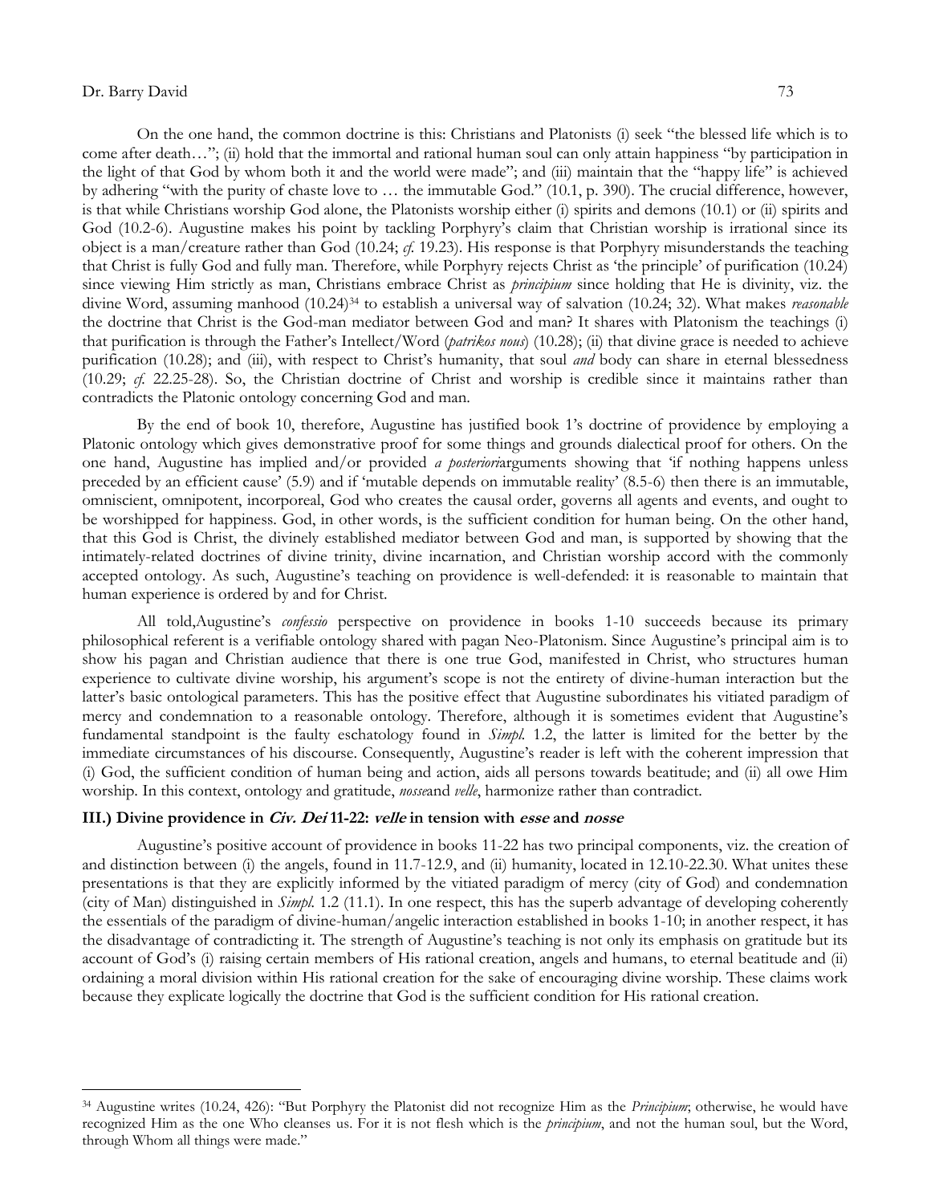On the one hand, the common doctrine is this: Christians and Platonists (i) seek "the blessed life which is to come after death…"; (ii) hold that the immortal and rational human soul can only attain happiness "by participation in the light of that God by whom both it and the world were made"; and (iii) maintain that the "happy life" is achieved by adhering "with the purity of chaste love to … the immutable God." (10.1, p. 390). The crucial difference, however, is that while Christians worship God alone, the Platonists worship either (i) spirits and demons (10.1) or (ii) spirits and God (10.2-6). Augustine makes his point by tackling Porphyry's claim that Christian worship is irrational since its object is a man/creature rather than God (10.24; *cf.* 19.23). His response is that Porphyry misunderstands the teaching that Christ is fully God and fully man. Therefore, while Porphyry rejects Christ as 'the principle' of purification (10.24) since viewing Him strictly as man, Christians embrace Christ as *principium* since holding that He is divinity, viz. the divine Word, assuming manhood (10.24)[34] to establish a universal way of salvation (10.24; 32). What makes *reasonable* the doctrine that Christ is the God-man mediator between God and man? It shares with Platonism the teachings (i) that purification is through the Father's Intellect/Word (*patrikos nous*) (10.28); (ii) that divine grace is needed to achieve purification (10.28); and (iii), with respect to Christ's humanity, that soul *and* body can share in eternal blessedness (10.29; *cf.* 22.25-28). So, the Christian doctrine of Christ and worship is credible since it maintains rather than contradicts the Platonic ontology concerning God and man.

By the end of book 10, therefore, Augustine has justified book 1's doctrine of providence by employing a Platonic ontology which gives demonstrative proof for some things and grounds dialectical proof for others. On the one hand, Augustine has implied and/or provided *a posteriori*arguments showing that 'if nothing happens unless preceded by an efficient cause' (5.9) and if 'mutable depends on immutable reality' (8.5-6) then there is an immutable, omniscient, omnipotent, incorporeal, God who creates the causal order, governs all agents and events, and ought to be worshipped for happiness. God, in other words, is the sufficient condition for human being. On the other hand, that this God is Christ, the divinely established mediator between God and man, is supported by showing that the intimately-related doctrines of divine trinity, divine incarnation, and Christian worship accord with the commonly accepted ontology. As such, Augustine's teaching on providence is well-defended: it is reasonable to maintain that human experience is ordered by and for Christ.

All told,Augustine's *confessio* perspective on providence in books 1-10 succeeds because its primary philosophical referent is a verifiable ontology shared with pagan Neo-Platonism. Since Augustine's principal aim is to show his pagan and Christian audience that there is one true God, manifested in Christ, who structures human experience to cultivate divine worship, his argument's scope is not the entirety of divine-human interaction but the latter's basic ontological parameters. This has the positive effect that Augustine subordinates his vitiated paradigm of mercy and condemnation to a reasonable ontology. Therefore, although it is sometimes evident that Augustine's fundamental standpoint is the faulty eschatology found in *Simpl.* 1.2, the latter is limited for the better by the immediate circumstances of his discourse. Consequently, Augustine's reader is left with the coherent impression that (i) God, the sufficient condition of human being and action, aids all persons towards beatitude; and (ii) all owe Him worship. In this context, ontology and gratitude, *nosse*and *velle*, harmonize rather than contradict.

### III.) Divine providence in *Civ. Dei* 11-22: *velle* in tension with *esse* and *nosse*

Augustine's positive account of providence in books 11-22 has two principal components, viz. the creation of and distinction between (i) the angels, found in 11.7-12.9, and (ii) humanity, located in 12.10-22.30. What unites these presentations is that they are explicitly informed by the vitiated paradigm of mercy (city of God) and condemnation (city of Man) distinguished in *Simpl.* 1.2 (11.1). In one respect, this has the superb advantage of developing coherently the essentials of the paradigm of divine-human/angelic interaction established in books 1-10; in another respect, it has the disadvantage of contradicting it. The strength of Augustine's teaching is not only its emphasis on gratitude but its account of God's (i) raising certain members of His rational creation, angels and humans, to eternal beatitude and (ii) ordaining a moral division within His rational creation for the sake of encouraging divine worship. These claims work because they explicate logically the doctrine that God is the sufficient condition for His rational creation.

---

[34] Augustine writes (10.24, 426): "But Porphyry the Platonist did not recognize Him as the *Principium*; otherwise, he would have recognized Him as the one Who cleanses us. For it is not flesh which is the *principium*, and not the human soul, but the Word, through Whom all things were made."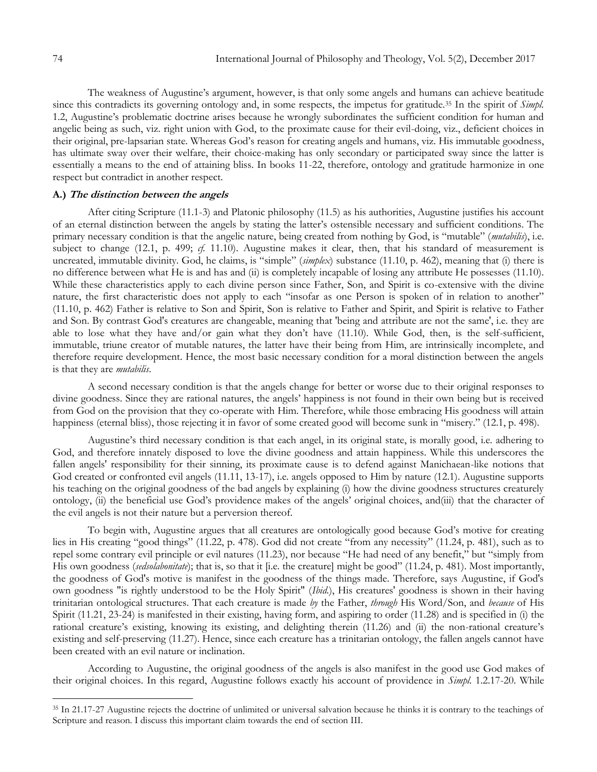The weakness of Augustine's argument, however, is that only some angels and humans can achieve beatitude since this contradicts its governing ontology and, in some respects, the impetus for gratitude.[35] In the spirit of *Simpl.* 1.2, Augustine's problematic doctrine arises because he wrongly subordinates the sufficient condition for human and angelic being as such, viz. right union with God, to the proximate cause for their evil-doing, viz., deficient choices in their original, pre-lapsarian state. Whereas God's reason for creating angels and humans, viz. His immutable goodness, has ultimate sway over their welfare, their choice-making has only secondary or participated sway since the latter is essentially a means to the end of attaining bliss. In books 11-22, therefore, ontology and gratitude harmonize in one respect but contradict in another respect.

### **A.) *The distinction between the angels***

After citing Scripture (11.1-3) and Platonic philosophy (11.5) as his authorities, Augustine justifies his account of an eternal distinction between the angels by stating the latter's ostensible necessary and sufficient conditions. The primary necessary condition is that the angelic nature, being created from nothing by God, is "mutable" (*mutabilis*), i.e. subject to change (12.1, p. 499; *cf.* 11.10). Augustine makes it clear, then, that his standard of measurement is uncreated, immutable divinity. God, he claims, is "simple" (*simplex*) substance (11.10, p. 462), meaning that (i) there is no difference between what He is and has and (ii) is completely incapable of losing any attribute He possesses (11.10). While these characteristics apply to each divine person since Father, Son, and Spirit is co-extensive with the divine nature, the first characteristic does not apply to each "insofar as one Person is spoken of in relation to another" (11.10, p. 462) Father is relative to Son and Spirit, Son is relative to Father and Spirit, and Spirit is relative to Father and Son. By contrast God's creatures are changeable, meaning that 'being and attribute are not the same', i.e. they are able to lose what they have and/or gain what they don't have (11.10). While God, then, is the self-sufficient, immutable, triune creator of mutable natures, the latter have their being from Him, are intrinsically incomplete, and therefore require development. Hence, the most basic necessary condition for a moral distinction between the angels is that they are *mutabilis*.

A second necessary condition is that the angels change for better or worse due to their original responses to divine goodness. Since they are rational natures, the angels' happiness is not found in their own being but is received from God on the provision that they co-operate with Him. Therefore, while those embracing His goodness will attain happiness (eternal bliss), those rejecting it in favor of some created good will become sunk in "misery." (12.1, p. 498).

Augustine's third necessary condition is that each angel, in its original state, is morally good, i.e. adhering to God, and therefore innately disposed to love the divine goodness and attain happiness. While this underscores the fallen angels' responsibility for their sinning, its proximate cause is to defend against Manichaean-like notions that God created or confronted evil angels (11.11, 13-17), i.e. angels opposed to Him by nature (12.1). Augustine supports his teaching on the original goodness of the bad angels by explaining (i) how the divine goodness structures creaturely ontology, (ii) the beneficial use God's providence makes of the angels' original choices, and(iii) that the character of the evil angels is not their nature but a perversion thereof.

To begin with, Augustine argues that all creatures are ontologically good because God's motive for creating lies in His creating "good things" (11.22, p. 478). God did not create "from any necessity" (11.24, p. 481), such as to repel some contrary evil principle or evil natures (11.23), nor because "He had need of any benefit," but "simply from His own goodness (*sedsolabonitate*); that is, so that it [i.e. the creature] might be good" (11.24, p. 481). Most importantly, the goodness of God's motive is manifest in the goodness of the things made. Therefore, says Augustine, if God's own goodness "is rightly understood to be the Holy Spirit" (*Ibid.*), His creatures' goodness is shown in their having trinitarian ontological structures. That each creature is made *by* the Father, *through* His Word/Son, and *because* of His Spirit (11.21, 23-24) is manifested in their existing, having form, and aspiring to order (11.28) and is specified in (i) the rational creature's existing, knowing its existing, and delighting therein (11.26) and (ii) the non-rational creature's existing and self-preserving (11.27). Hence, since each creature has a trinitarian ontology, the fallen angels cannot have been created with an evil nature or inclination.

According to Augustine, the original goodness of the angels is also manifest in the good use God makes of their original choices. In this regard, Augustine follows exactly his account of providence in *Simpl.* 1.2.17-20. While

---

[35] In 21.17-27 Augustine rejects the doctrine of unlimited or universal salvation because he thinks it is contrary to the teachings of Scripture and reason. I discuss this important claim towards the end of section III.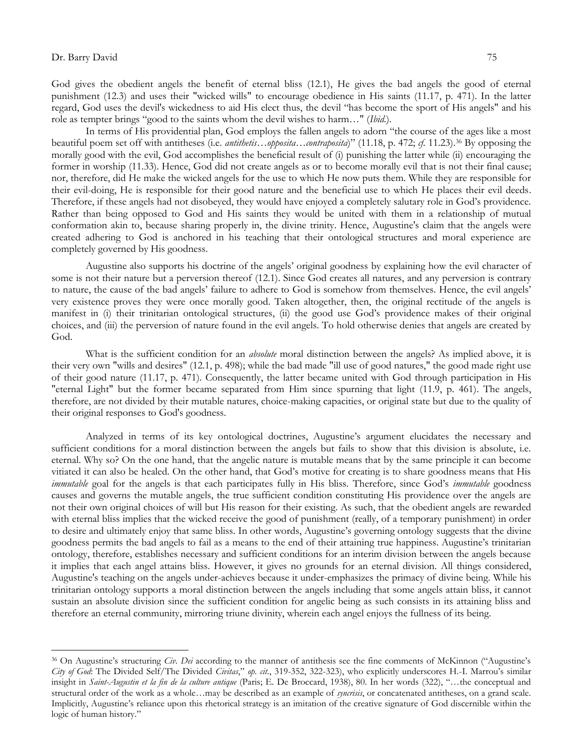God gives the obedient angels the benefit of eternal bliss (12.1), He gives the bad angels the good of eternal punishment (12.3) and uses their "wicked wills" to encourage obedience in His saints (11.17, p. 471). In the latter regard, God uses the devil's wickedness to aid His elect thus, the devil "has become the sport of His angels" and his role as tempter brings "good to the saints whom the devil wishes to harm…" (*Ibid.*).

In terms of His providential plan, God employs the fallen angels to adorn "the course of the ages like a most beautiful poem set off with antitheses (i.e. *antithetis…opposita…contraposita*)" (11.18, p. 472; *cf.* 11.23).[36] By opposing the morally good with the evil, God accomplishes the beneficial result of (i) punishing the latter while (ii) encouraging the former in worship (11.33). Hence, God did not create angels as or to become morally evil that is not their final cause; nor, therefore, did He make the wicked angels for the use to which He now puts them. While they are responsible for their evil-doing, He is responsible for their good nature and the beneficial use to which He places their evil deeds. Therefore, if these angels had not disobeyed, they would have enjoyed a completely salutary role in God's providence. Rather than being opposed to God and His saints they would be united with them in a relationship of mutual conformation akin to, because sharing properly in, the divine trinity. Hence, Augustine's claim that the angels were created adhering to God is anchored in his teaching that their ontological structures and moral experience are completely governed by His goodness.

Augustine also supports his doctrine of the angels' original goodness by explaining how the evil character of some is not their nature but a perversion thereof (12.1). Since God creates all natures, and any perversion is contrary to nature, the cause of the bad angels' failure to adhere to God is somehow from themselves. Hence, the evil angels' very existence proves they were once morally good. Taken altogether, then, the original rectitude of the angels is manifest in (i) their trinitarian ontological structures, (ii) the good use God's providence makes of their original choices, and (iii) the perversion of nature found in the evil angels. To hold otherwise denies that angels are created by God.

What is the sufficient condition for an *absolute* moral distinction between the angels? As implied above, it is their very own "wills and desires" (12.1, p. 498); while the bad made "ill use of good natures," the good made right use of their good nature (11.17, p. 471). Consequently, the latter became united with God through participation in His "eternal Light" but the former became separated from Him since spurning that light (11.9, p. 461). The angels, therefore, are not divided by their mutable natures, choice-making capacities, or original state but due to the quality of their original responses to God's goodness.

Analyzed in terms of its key ontological doctrines, Augustine's argument elucidates the necessary and sufficient conditions for a moral distinction between the angels but fails to show that this division is absolute, i.e. eternal. Why so? On the one hand, that the angelic nature is mutable means that by the same principle it can become vitiated it can also be healed. On the other hand, that God's motive for creating is to share goodness means that His *immutable* goal for the angels is that each participates fully in His bliss. Therefore, since God's *immutable* goodness causes and governs the mutable angels, the true sufficient condition constituting His providence over the angels are not their own original choices of will but His reason for their existing. As such, that the obedient angels are rewarded with eternal bliss implies that the wicked receive the good of punishment (really, of a temporary punishment) in order to desire and ultimately enjoy that same bliss. In other words, Augustine's governing ontology suggests that the divine goodness permits the bad angels to fail as a means to the end of their attaining true happiness. Augustine's trinitarian ontology, therefore, establishes necessary and sufficient conditions for an interim division between the angels because it implies that each angel attains bliss. However, it gives no grounds for an eternal division. All things considered, Augustine's teaching on the angels under-achieves because it under-emphasizes the primacy of divine being. While his trinitarian ontology supports a moral distinction between the angels including that some angels attain bliss, it cannot sustain an absolute division since the sufficient condition for angelic being as such consists in its attaining bliss and therefore an eternal community, mirroring triune divinity, wherein each angel enjoys the fullness of its being.

---

[36] On Augustine's structuring *Civ. Dei* according to the manner of antithesis see the fine comments of McKinnon ("Augustine's *City of God*: The Divided Self/The Divided *Civitas*," *op. cit*., 319-352, 322-323), who explicitly underscores H.-I. Marrou's similar insight in *Saint-Augustin et la fin de la culture antique* (Paris; E. De Broccard, 1938), 80. In her words (322), "…the conceptual and structural order of the work as a whole…may be described as an example of *syncrisis*, or concatenated antitheses, on a grand scale. Implicitly, Augustine's reliance upon this rhetorical strategy is an imitation of the creative signature of God discernible within the logic of human history."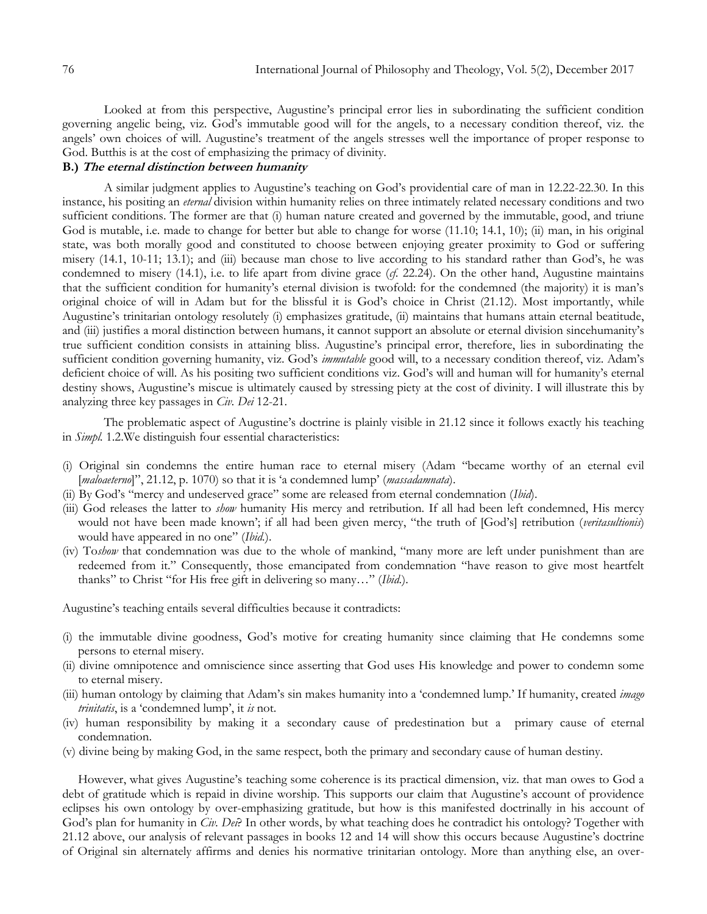Looked at from this perspective, Augustine's principal error lies in subordinating the sufficient condition governing angelic being, viz. God's immutable good will for the angels, to a necessary condition thereof, viz. the angels' own choices of will. Augustine's treatment of the angels stresses well the importance of proper response to God. Butthis is at the cost of emphasizing the primacy of divinity.

### B.) *The eternal distinction between humanity*

A similar judgment applies to Augustine's teaching on God's providential care of man in 12.22-22.30. In this instance, his positing an *eternal* division within humanity relies on three intimately related necessary conditions and two sufficient conditions. The former are that (i) human nature created and governed by the immutable, good, and triune God is mutable, i.e. made to change for better but able to change for worse (11.10; 14.1, 10); (ii) man, in his original state, was both morally good and constituted to choose between enjoying greater proximity to God or suffering misery (14.1, 10-11; 13.1); and (iii) because man chose to live according to his standard rather than God's, he was condemned to misery (14.1), i.e. to life apart from divine grace (*cf.* 22.24). On the other hand, Augustine maintains that the sufficient condition for humanity's eternal division is twofold: for the condemned (the majority) it is man's original choice of will in Adam but for the blissful it is God's choice in Christ (21.12). Most importantly, while Augustine's trinitarian ontology resolutely (i) emphasizes gratitude, (ii) maintains that humans attain eternal beatitude, and (iii) justifies a moral distinction between humans, it cannot support an absolute or eternal division sincehumanity's true sufficient condition consists in attaining bliss. Augustine's principal error, therefore, lies in subordinating the sufficient condition governing humanity, viz. God's *immutable* good will, to a necessary condition thereof, viz. Adam's deficient choice of will. As his positing two sufficient conditions viz. God's will and human will for humanity's eternal destiny shows, Augustine's miscue is ultimately caused by stressing piety at the cost of divinity. I will illustrate this by analyzing three key passages in *Civ. Dei* 12-21.

The problematic aspect of Augustine's doctrine is plainly visible in 21.12 since it follows exactly his teaching in *Simpl.* 1.2.We distinguish four essential characteristics:

(i) Original sin condemns the entire human race to eternal misery (Adam "became worthy of an eternal evil [*maloaeterno*]", 21.12, p. 1070) so that it is 'a condemned lump' (*massadamnata*).
(ii) By God's "mercy and undeserved grace" some are released from eternal condemnation (*Ibid*).
(iii) God releases the latter to *show* humanity His mercy and retribution. If all had been left condemned, His mercy would not have been made known'; if all had been given mercy, "the truth of [God's] retribution (*veritasultionis*) would have appeared in no one" (*Ibid.*).
(iv) To*show* that condemnation was due to the whole of mankind, "many more are left under punishment than are redeemed from it." Consequently, those emancipated from condemnation "have reason to give most heartfelt thanks" to Christ "for His free gift in delivering so many…" (*Ibid.*).

Augustine's teaching entails several difficulties because it contradicts:

(i) the immutable divine goodness, God's motive for creating humanity since claiming that He condemns some persons to eternal misery.
(ii) divine omnipotence and omniscience since asserting that God uses His knowledge and power to condemn some to eternal misery.
(iii) human ontology by claiming that Adam's sin makes humanity into a 'condemned lump.' If humanity, created *imago trinitatis*, is a 'condemned lump', it *is* not.
(iv) human responsibility by making it a secondary cause of predestination but a primary cause of eternal condemnation.
(v) divine being by making God, in the same respect, both the primary and secondary cause of human destiny.

However, what gives Augustine's teaching some coherence is its practical dimension, viz. that man owes to God a debt of gratitude which is repaid in divine worship. This supports our claim that Augustine's account of providence eclipses his own ontology by over-emphasizing gratitude, but how is this manifested doctrinally in his account of God's plan for humanity in *Civ. Dei*? In other words, by what teaching does he contradict his ontology? Together with 21.12 above, our analysis of relevant passages in books 12 and 14 will show this occurs because Augustine's doctrine of Original sin alternately affirms and denies his normative trinitarian ontology. More than anything else, an over-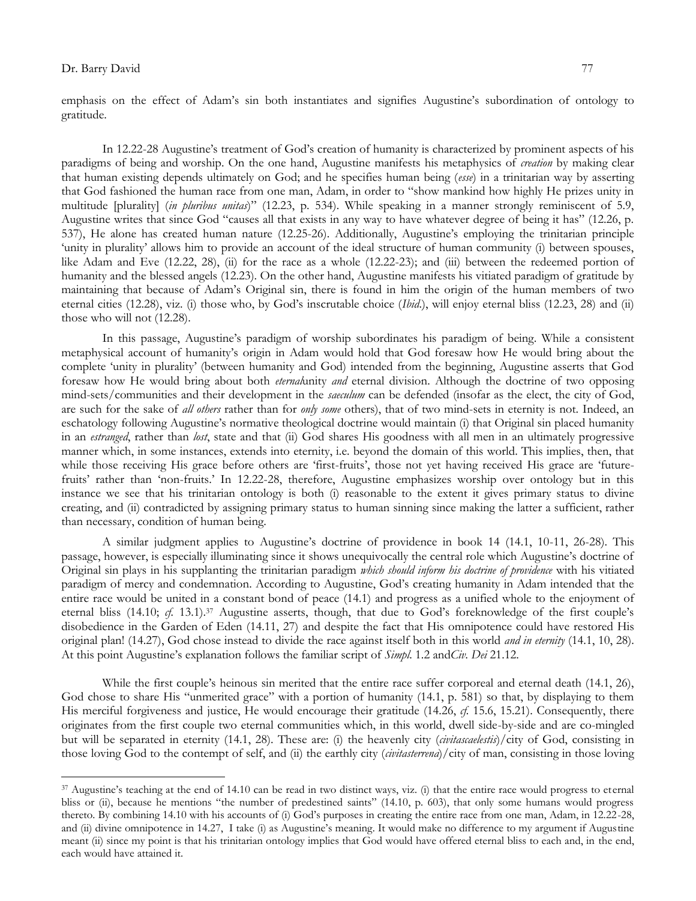emphasis on the effect of Adam's sin both instantiates and signifies Augustine's subordination of ontology to gratitude.

In 12.22-28 Augustine's treatment of God's creation of humanity is characterized by prominent aspects of his paradigms of being and worship. On the one hand, Augustine manifests his metaphysics of *creation* by making clear that human existing depends ultimately on God; and he specifies human being (*esse*) in a trinitarian way by asserting that God fashioned the human race from one man, Adam, in order to "show mankind how highly He prizes unity in multitude [plurality] (*in pluribus unitas*)" (12.23, p. 534). While speaking in a manner strongly reminiscent of 5.9, Augustine writes that since God "causes all that exists in any way to have whatever degree of being it has" (12.26, p. 537), He alone has created human nature (12.25-26). Additionally, Augustine's employing the trinitarian principle 'unity in plurality' allows him to provide an account of the ideal structure of human community (i) between spouses, like Adam and Eve (12.22, 28), (ii) for the race as a whole (12.22-23); and (iii) between the redeemed portion of humanity and the blessed angels (12.23). On the other hand, Augustine manifests his vitiated paradigm of gratitude by maintaining that because of Adam's Original sin, there is found in him the origin of the human members of two eternal cities (12.28), viz. (i) those who, by God's inscrutable choice (*Ibid.*), will enjoy eternal bliss (12.23, 28) and (ii) those who will not (12.28).

In this passage, Augustine's paradigm of worship subordinates his paradigm of being. While a consistent metaphysical account of humanity's origin in Adam would hold that God foresaw how He would bring about the complete 'unity in plurality' (between humanity and God) intended from the beginning, Augustine asserts that God foresaw how He would bring about both *eternal*unity *and* eternal division. Although the doctrine of two opposing mind-sets/communities and their development in the *saeculum* can be defended (insofar as the elect, the city of God, are such for the sake of *all others* rather than for *only some* others), that of two mind-sets in eternity is not. Indeed, an eschatology following Augustine's normative theological doctrine would maintain (i) that Original sin placed humanity in an *estranged*, rather than *lost*, state and that (ii) God shares His goodness with all men in an ultimately progressive manner which, in some instances, extends into eternity, i.e. beyond the domain of this world. This implies, then, that while those receiving His grace before others are 'first-fruits', those not yet having received His grace are 'future-fruits' rather than 'non-fruits.' In 12.22-28, therefore, Augustine emphasizes worship over ontology but in this instance we see that his trinitarian ontology is both (i) reasonable to the extent it gives primary status to divine creating, and (ii) contradicted by assigning primary status to human sinning since making the latter a sufficient, rather than necessary, condition of human being.

A similar judgment applies to Augustine's doctrine of providence in book 14 (14.1, 10-11, 26-28). This passage, however, is especially illuminating since it shows unequivocally the central role which Augustine's doctrine of Original sin plays in his supplanting the trinitarian paradigm *which should inform his doctrine of providence* with his vitiated paradigm of mercy and condemnation. According to Augustine, God's creating humanity in Adam intended that the entire race would be united in a constant bond of peace (14.1) and progress as a unified whole to the enjoyment of eternal bliss (14.10; *cf.* 13.1).[37] Augustine asserts, though, that due to God's foreknowledge of the first couple's disobedience in the Garden of Eden (14.11, 27) and despite the fact that His omnipotence could have restored His original plan! (14.27), God chose instead to divide the race against itself both in this world *and in eternity* (14.1, 10, 28). At this point Augustine's explanation follows the familiar script of *Simpl.* 1.2 and*Civ. Dei* 21.12.

While the first couple's heinous sin merited that the entire race suffer corporeal and eternal death (14.1, 26), God chose to share His "unmerited grace" with a portion of humanity (14.1, p. 581) so that, by displaying to them His merciful forgiveness and justice, He would encourage their gratitude (14.26, *cf.* 15.6, 15.21). Consequently, there originates from the first couple two eternal communities which, in this world, dwell side-by-side and are co-mingled but will be separated in eternity (14.1, 28). These are: (i) the heavenly city (*civitascaelestis*)/city of God, consisting in those loving God to the contempt of self, and (ii) the earthly city (*civitasterrena*)/city of man, consisting in those loving

---

[37] Augustine's teaching at the end of 14.10 can be read in two distinct ways, viz. (i) that the entire race would progress to eternal bliss or (ii), because he mentions "the number of predestined saints" (14.10, p. 603), that only some humans would progress thereto. By combining 14.10 with his accounts of (i) God's purposes in creating the entire race from one man, Adam, in 12.22-28, and (ii) divine omnipotence in 14.27, I take (i) as Augustine's meaning. It would make no difference to my argument if Augustine meant (ii) since my point is that his trinitarian ontology implies that God would have offered eternal bliss to each and, in the end, each would have attained it.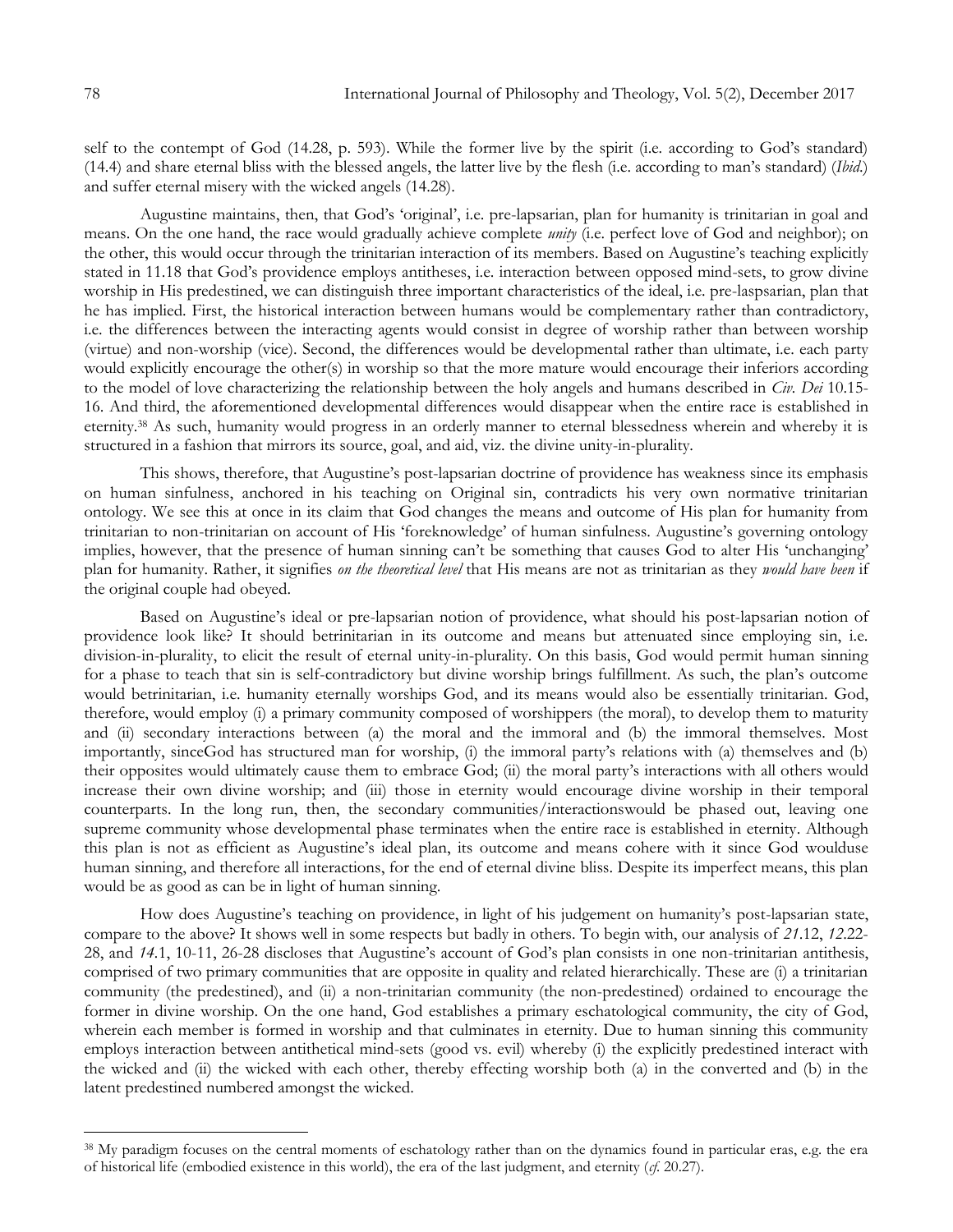self to the contempt of God (14.28, p. 593). While the former live by the spirit (i.e. according to God's standard) (14.4) and share eternal bliss with the blessed angels, the latter live by the flesh (i.e. according to man's standard) (*Ibid.*) and suffer eternal misery with the wicked angels (14.28).

Augustine maintains, then, that God's 'original', i.e. pre-lapsarian, plan for humanity is trinitarian in goal and means. On the one hand, the race would gradually achieve complete *unity* (i.e. perfect love of God and neighbor); on the other, this would occur through the trinitarian interaction of its members. Based on Augustine's teaching explicitly stated in 11.18 that God's providence employs antitheses, i.e. interaction between opposed mind-sets, to grow divine worship in His predestined, we can distinguish three important characteristics of the ideal, i.e. pre-laspsarian, plan that he has implied. First, the historical interaction between humans would be complementary rather than contradictory, i.e. the differences between the interacting agents would consist in degree of worship rather than between worship (virtue) and non-worship (vice). Second, the differences would be developmental rather than ultimate, i.e. each party would explicitly encourage the other(s) in worship so that the more mature would encourage their inferiors according to the model of love characterizing the relationship between the holy angels and humans described in *Civ. Dei* 10.15-16. And third, the aforementioned developmental differences would disappear when the entire race is established in eternity.[38] As such, humanity would progress in an orderly manner to eternal blessedness wherein and whereby it is structured in a fashion that mirrors its source, goal, and aid, viz. the divine unity-in-plurality.

This shows, therefore, that Augustine's post-lapsarian doctrine of providence has weakness since its emphasis on human sinfulness, anchored in his teaching on Original sin, contradicts his very own normative trinitarian ontology. We see this at once in its claim that God changes the means and outcome of His plan for humanity from trinitarian to non-trinitarian on account of His 'foreknowledge' of human sinfulness. Augustine's governing ontology implies, however, that the presence of human sinning can't be something that causes God to alter His 'unchanging' plan for humanity. Rather, it signifies *on the theoretical level* that His means are not as trinitarian as they *would have been* if the original couple had obeyed.

Based on Augustine's ideal or pre-lapsarian notion of providence, what should his post-lapsarian notion of providence look like? It should betrinitarian in its outcome and means but attenuated since employing sin, i.e. division-in-plurality, to elicit the result of eternal unity-in-plurality. On this basis, God would permit human sinning for a phase to teach that sin is self-contradictory but divine worship brings fulfillment. As such, the plan's outcome would betrinitarian, i.e. humanity eternally worships God, and its means would also be essentially trinitarian. God, therefore, would employ (i) a primary community composed of worshippers (the moral), to develop them to maturity and (ii) secondary interactions between (a) the moral and the immoral and (b) the immoral themselves. Most importantly, sinceGod has structured man for worship, (i) the immoral party's relations with (a) themselves and (b) their opposites would ultimately cause them to embrace God; (ii) the moral party's interactions with all others would increase their own divine worship; and (iii) those in eternity would encourage divine worship in their temporal counterparts. In the long run, then, the secondary communities/interactionswould be phased out, leaving one supreme community whose developmental phase terminates when the entire race is established in eternity. Although this plan is not as efficient as Augustine's ideal plan, its outcome and means cohere with it since God woulduse human sinning, and therefore all interactions, for the end of eternal divine bliss. Despite its imperfect means, this plan would be as good as can be in light of human sinning.

How does Augustine's teaching on providence, in light of his judgement on humanity's post-lapsarian state, compare to the above? It shows well in some respects but badly in others. To begin with, our analysis of *21*.12, *12*.22-28, and *14*.1, 10-11, 26-28 discloses that Augustine's account of God's plan consists in one non-trinitarian antithesis, comprised of two primary communities that are opposite in quality and related hierarchically. These are (i) a trinitarian community (the predestined), and (ii) a non-trinitarian community (the non-predestined) ordained to encourage the former in divine worship. On the one hand, God establishes a primary eschatological community, the city of God, wherein each member is formed in worship and that culminates in eternity. Due to human sinning this community employs interaction between antithetical mind-sets (good vs. evil) whereby (i) the explicitly predestined interact with the wicked and (ii) the wicked with each other, thereby effecting worship both (a) in the converted and (b) in the latent predestined numbered amongst the wicked.

---

[38] My paradigm focuses on the central moments of eschatology rather than on the dynamics found in particular eras, e.g. the era of historical life (embodied existence in this world), the era of the last judgment, and eternity (*cf.* 20.27).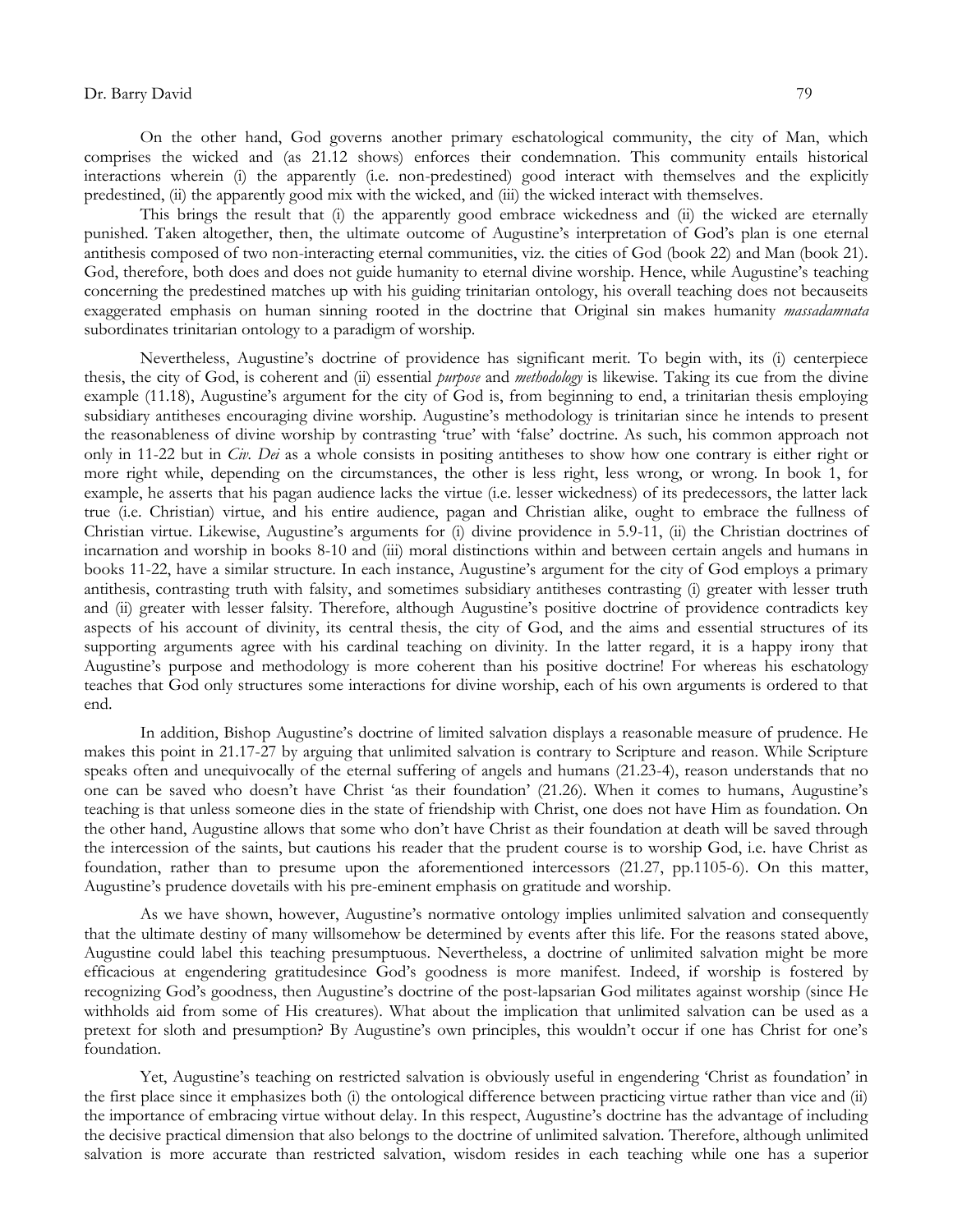On the other hand, God governs another primary eschatological community, the city of Man, which comprises the wicked and (as 21.12 shows) enforces their condemnation. This community entails historical interactions wherein (i) the apparently (i.e. non-predestined) good interact with themselves and the explicitly predestined, (ii) the apparently good mix with the wicked, and (iii) the wicked interact with themselves.

This brings the result that (i) the apparently good embrace wickedness and (ii) the wicked are eternally punished. Taken altogether, then, the ultimate outcome of Augustine's interpretation of God's plan is one eternal antithesis composed of two non-interacting eternal communities, viz. the cities of God (book 22) and Man (book 21). God, therefore, both does and does not guide humanity to eternal divine worship. Hence, while Augustine's teaching concerning the predestined matches up with his guiding trinitarian ontology, his overall teaching does not becauseits exaggerated emphasis on human sinning rooted in the doctrine that Original sin makes humanity *massadamnata* subordinates trinitarian ontology to a paradigm of worship.

Nevertheless, Augustine's doctrine of providence has significant merit. To begin with, its (i) centerpiece thesis, the city of God, is coherent and (ii) essential *purpose* and *methodology* is likewise. Taking its cue from the divine example (11.18), Augustine's argument for the city of God is, from beginning to end, a trinitarian thesis employing subsidiary antitheses encouraging divine worship. Augustine's methodology is trinitarian since he intends to present the reasonableness of divine worship by contrasting 'true' with 'false' doctrine. As such, his common approach not only in 11-22 but in *Civ. Dei* as a whole consists in positing antitheses to show how one contrary is either right or more right while, depending on the circumstances, the other is less right, less wrong, or wrong. In book 1, for example, he asserts that his pagan audience lacks the virtue (i.e. lesser wickedness) of its predecessors, the latter lack true (i.e. Christian) virtue, and his entire audience, pagan and Christian alike, ought to embrace the fullness of Christian virtue. Likewise, Augustine's arguments for (i) divine providence in 5.9-11, (ii) the Christian doctrines of incarnation and worship in books 8-10 and (iii) moral distinctions within and between certain angels and humans in books 11-22, have a similar structure. In each instance, Augustine's argument for the city of God employs a primary antithesis, contrasting truth with falsity, and sometimes subsidiary antitheses contrasting (i) greater with lesser truth and (ii) greater with lesser falsity. Therefore, although Augustine's positive doctrine of providence contradicts key aspects of his account of divinity, its central thesis, the city of God, and the aims and essential structures of its supporting arguments agree with his cardinal teaching on divinity. In the latter regard, it is a happy irony that Augustine's purpose and methodology is more coherent than his positive doctrine! For whereas his eschatology teaches that God only structures some interactions for divine worship, each of his own arguments is ordered to that end.

In addition, Bishop Augustine's doctrine of limited salvation displays a reasonable measure of prudence. He makes this point in 21.17-27 by arguing that unlimited salvation is contrary to Scripture and reason. While Scripture speaks often and unequivocally of the eternal suffering of angels and humans (21.23-4), reason understands that no one can be saved who doesn't have Christ 'as their foundation' (21.26). When it comes to humans, Augustine's teaching is that unless someone dies in the state of friendship with Christ, one does not have Him as foundation. On the other hand, Augustine allows that some who don't have Christ as their foundation at death will be saved through the intercession of the saints, but cautions his reader that the prudent course is to worship God, i.e. have Christ as foundation, rather than to presume upon the aforementioned intercessors (21.27, pp.1105-6). On this matter, Augustine's prudence dovetails with his pre-eminent emphasis on gratitude and worship.

As we have shown, however, Augustine's normative ontology implies unlimited salvation and consequently that the ultimate destiny of many willsomehow be determined by events after this life. For the reasons stated above, Augustine could label this teaching presumptuous. Nevertheless, a doctrine of unlimited salvation might be more efficacious at engendering gratitudesince God's goodness is more manifest. Indeed, if worship is fostered by recognizing God's goodness, then Augustine's doctrine of the post-lapsarian God militates against worship (since He withholds aid from some of His creatures). What about the implication that unlimited salvation can be used as a pretext for sloth and presumption? By Augustine's own principles, this wouldn't occur if one has Christ for one's foundation.

Yet, Augustine's teaching on restricted salvation is obviously useful in engendering 'Christ as foundation' in the first place since it emphasizes both (i) the ontological difference between practicing virtue rather than vice and (ii) the importance of embracing virtue without delay. In this respect, Augustine's doctrine has the advantage of including the decisive practical dimension that also belongs to the doctrine of unlimited salvation. Therefore, although unlimited salvation is more accurate than restricted salvation, wisdom resides in each teaching while one has a superior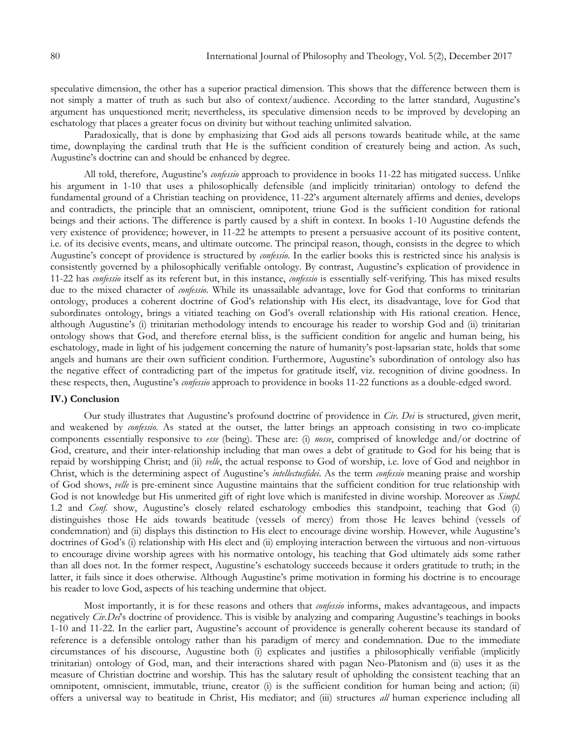speculative dimension, the other has a superior practical dimension. This shows that the difference between them is not simply a matter of truth as such but also of context/audience. According to the latter standard, Augustine's argument has unquestioned merit; nevertheless, its speculative dimension needs to be improved by developing an eschatology that places a greater focus on divinity but without teaching unlimited salvation.

Paradoxically, that is done by emphasizing that God aids all persons towards beatitude while, at the same time, downplaying the cardinal truth that He is the sufficient condition of creaturely being and action. As such, Augustine's doctrine can and should be enhanced by degree.

All told, therefore, Augustine's *confessio* approach to providence in books 11-22 has mitigated success. Unlike his argument in 1-10 that uses a philosophically defensible (and implicitly trinitarian) ontology to defend the fundamental ground of a Christian teaching on providence, 11-22's argument alternately affirms and denies, develops and contradicts, the principle that an omniscient, omnipotent, triune God is the sufficient condition for rational beings and their actions. The difference is partly caused by a shift in context. In books 1-10 Augustine defends the very existence of providence; however, in 11-22 he attempts to present a persuasive account of its positive content, i.e. of its decisive events, means, and ultimate outcome. The principal reason, though, consists in the degree to which Augustine's concept of providence is structured by *confessio*. In the earlier books this is restricted since his analysis is consistently governed by a philosophically verifiable ontology. By contrast, Augustine's explication of providence in 11-22 has *confessio* itself as its referent but, in this instance, *confessio* is essentially self-verifying. This has mixed results due to the mixed character of *confessio*. While its unassailable advantage, love for God that conforms to trinitarian ontology, produces a coherent doctrine of God's relationship with His elect, its disadvantage, love for God that subordinates ontology, brings a vitiated teaching on God's overall relationship with His rational creation. Hence, although Augustine's (i) trinitarian methodology intends to encourage his reader to worship God and (ii) trinitarian ontology shows that God, and therefore eternal bliss, is the sufficient condition for angelic and human being, his eschatology, made in light of his judgement concerning the nature of humanity's post-lapsarian state, holds that some angels and humans are their own sufficient condition. Furthermore, Augustine's subordination of ontology also has the negative effect of contradicting part of the impetus for gratitude itself, viz. recognition of divine goodness. In these respects, then, Augustine's *confessio* approach to providence in books 11-22 functions as a double-edged sword.

## IV.) Conclusion

Our study illustrates that Augustine's profound doctrine of providence in *Civ. Dei* is structured, given merit, and weakened by *confessio*. As stated at the outset, the latter brings an approach consisting in two co-implicate components essentially responsive to *esse* (being). These are: (i) *nosse*, comprised of knowledge and/or doctrine of God, creature, and their inter-relationship including that man owes a debt of gratitude to God for his being that is repaid by worshipping Christ; and (ii) *velle*, the actual response to God of worship, i.e. love of God and neighbor in Christ, which is the determining aspect of Augustine's *intellectusfidei*. As the term *confessio* meaning praise and worship of God shows, *velle* is pre-eminent since Augustine maintains that the sufficient condition for true relationship with God is not knowledge but His unmerited gift of right love which is manifested in divine worship. Moreover as *Simpl.* 1.2 and *Conf.* show, Augustine's closely related eschatology embodies this standpoint, teaching that God (i) distinguishes those He aids towards beatitude (vessels of mercy) from those He leaves behind (vessels of condemnation) and (ii) displays this distinction to His elect to encourage divine worship. However, while Augustine's doctrines of God's (i) relationship with His elect and (ii) employing interaction between the virtuous and non-virtuous to encourage divine worship agrees with his normative ontology, his teaching that God ultimately aids some rather than all does not. In the former respect, Augustine's eschatology succeeds because it orders gratitude to truth; in the latter, it fails since it does otherwise. Although Augustine's prime motivation in forming his doctrine is to encourage his reader to love God, aspects of his teaching undermine that object.

Most importantly, it is for these reasons and others that *confessio* informs, makes advantageous, and impacts negatively *Civ.Dei*'s doctrine of providence. This is visible by analyzing and comparing Augustine's teachings in books 1-10 and 11-22. In the earlier part, Augustine's account of providence is generally coherent because its standard of reference is a defensible ontology rather than his paradigm of mercy and condemnation. Due to the immediate circumstances of his discourse, Augustine both (i) explicates and justifies a philosophically verifiable (implicitly trinitarian) ontology of God, man, and their interactions shared with pagan Neo-Platonism and (ii) uses it as the measure of Christian doctrine and worship. This has the salutary result of upholding the consistent teaching that an omnipotent, omniscient, immutable, triune, creator (i) is the sufficient condition for human being and action; (ii) offers a universal way to beatitude in Christ, His mediator; and (iii) structures *all* human experience including all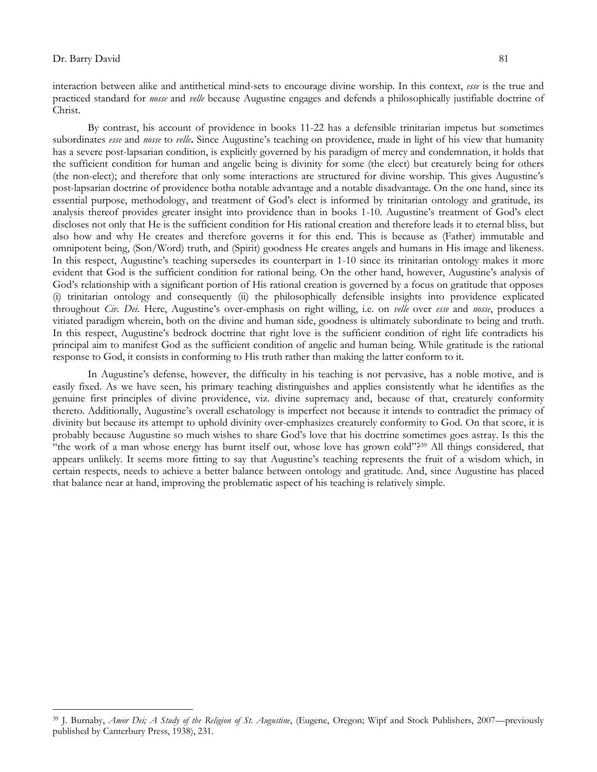interaction between alike and antithetical mind-sets to encourage divine worship. In this context, *esse* is the true and practiced standard for *nosse* and *velle* because Augustine engages and defends a philosophically justifiable doctrine of Christ.

By contrast, his account of providence in books 11-22 has a defensible trinitarian impetus but sometimes subordinates *esse* and *nosse* to *velle***.** Since Augustine's teaching on providence, made in light of his view that humanity has a severe post-lapsarian condition, is explicitly governed by his paradigm of mercy and condemnation, it holds that the sufficient condition for human and angelic being is divinity for some (the elect) but creaturely being for others (the non-elect); and therefore that only some interactions are structured for divine worship. This gives Augustine's post-lapsarian doctrine of providence botha notable advantage and a notable disadvantage. On the one hand, since its essential purpose, methodology, and treatment of God's elect is informed by trinitarian ontology and gratitude, its analysis thereof provides greater insight into providence than in books 1-10. Augustine's treatment of God's elect discloses not only that He is the sufficient condition for His rational creation and therefore leads it to eternal bliss, but also how and why He creates and therefore governs it for this end. This is because as (Father) immutable and omnipotent being, (Son/Word) truth, and (Spirit) goodness He creates angels and humans in His image and likeness. In this respect, Augustine's teaching supersedes its counterpart in 1-10 since its trinitarian ontology makes it more evident that God is the sufficient condition for rational being. On the other hand, however, Augustine's analysis of God's relationship with a significant portion of His rational creation is governed by a focus on gratitude that opposes (i) trinitarian ontology and consequently (ii) the philosophically defensible insights into providence explicated throughout *Civ. Dei*. Here, Augustine's over-emphasis on right willing, i.e. on *velle* over *esse* and *nosse*, produces a vitiated paradigm wherein, both on the divine and human side, goodness is ultimately subordinate to being and truth. In this respect, Augustine's bedrock doctrine that right love is the sufficient condition of right life contradicts his principal aim to manifest God as the sufficient condition of angelic and human being. While gratitude is the rational response to God, it consists in conforming to His truth rather than making the latter conform to it.

In Augustine's defense, however, the difficulty in his teaching is not pervasive, has a noble motive, and is easily fixed. As we have seen, his primary teaching distinguishes and applies consistently what he identifies as the genuine first principles of divine providence, viz. divine supremacy and, because of that, creaturely conformity thereto. Additionally, Augustine's overall eschatology is imperfect not because it intends to contradict the primacy of divinity but because its attempt to uphold divinity over-emphasizes creaturely conformity to God. On that score, it is probably because Augustine so much wishes to share God's love that his doctrine sometimes goes astray. Is this the "the work of a man whose energy has burnt itself out, whose love has grown cold"?[39] All things considered, that appears unlikely. It seems more fitting to say that Augustine's teaching represents the fruit of a wisdom which, in certain respects, needs to achieve a better balance between ontology and gratitude. And, since Augustine has placed that balance near at hand, improving the problematic aspect of his teaching is relatively simple.

---

[39] J. Burnaby, *Amor Dei; A Study of the Religion of St. Augustine*, (Eugene, Oregon; Wipf and Stock Publishers, 2007—previously published by Canterbury Press, 1938), 231.